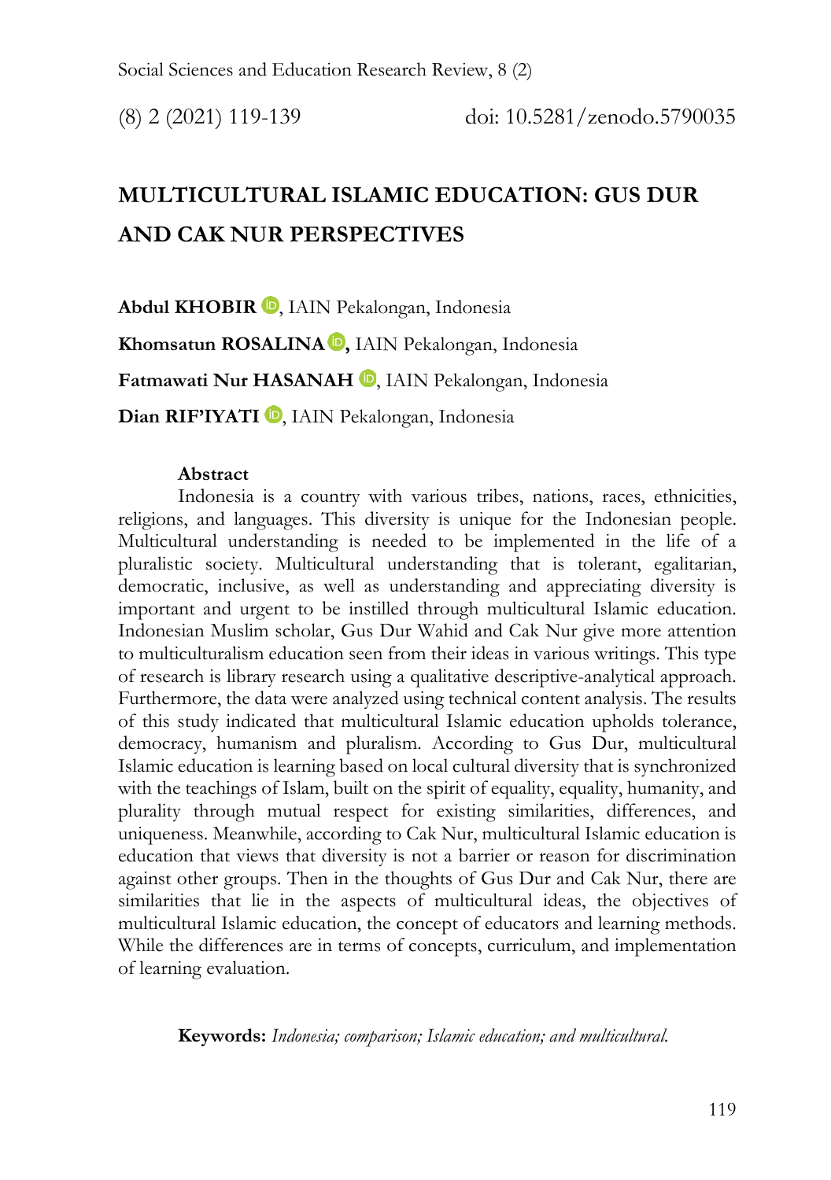# MULTICULTURAL ISLAMIC EDUCATION: GUS DUR AND CAK NUR PERSPECTIVES

**Abdul KHOBIR**, IAIN Pekalongan, Indonesia

**Khomsatun ROSALINA,** IAIN Pekalongan, Indonesia

**Fatmawati Nur HASANAH**, IAIN Pekalongan, Indonesia

**Dian RIF'IYATI**, IAIN Pekalongan, Indonesia

**Abstract**

Indonesia is a country with various tribes, nations, races, ethnicities, religions, and languages. This diversity is unique for the Indonesian people. Multicultural understanding is needed to be implemented in the life of a pluralistic society. Multicultural understanding that is tolerant, egalitarian, democratic, inclusive, as well as understanding and appreciating diversity is important and urgent to be instilled through multicultural Islamic education. Indonesian Muslim scholar, Gus Dur Wahid and Cak Nur give more attention to multiculturalism education seen from their ideas in various writings. This type of research is library research using a qualitative descriptive-analytical approach. Furthermore, the data were analyzed using technical content analysis. The results of this study indicated that multicultural Islamic education upholds tolerance, democracy, humanism and pluralism. According to Gus Dur, multicultural Islamic education is learning based on local cultural diversity that is synchronized with the teachings of Islam, built on the spirit of equality, equality, humanity, and plurality through mutual respect for existing similarities, differences, and uniqueness. Meanwhile, according to Cak Nur, multicultural Islamic education is education that views that diversity is not a barrier or reason for discrimination against other groups. Then in the thoughts of Gus Dur and Cak Nur, there are similarities that lie in the aspects of multicultural ideas, the objectives of multicultural Islamic education, the concept of educators and learning methods. While the differences are in terms of concepts, curriculum, and implementation of learning evaluation.

**Keywords:** *Indonesia; comparison; Islamic education; and multicultural.*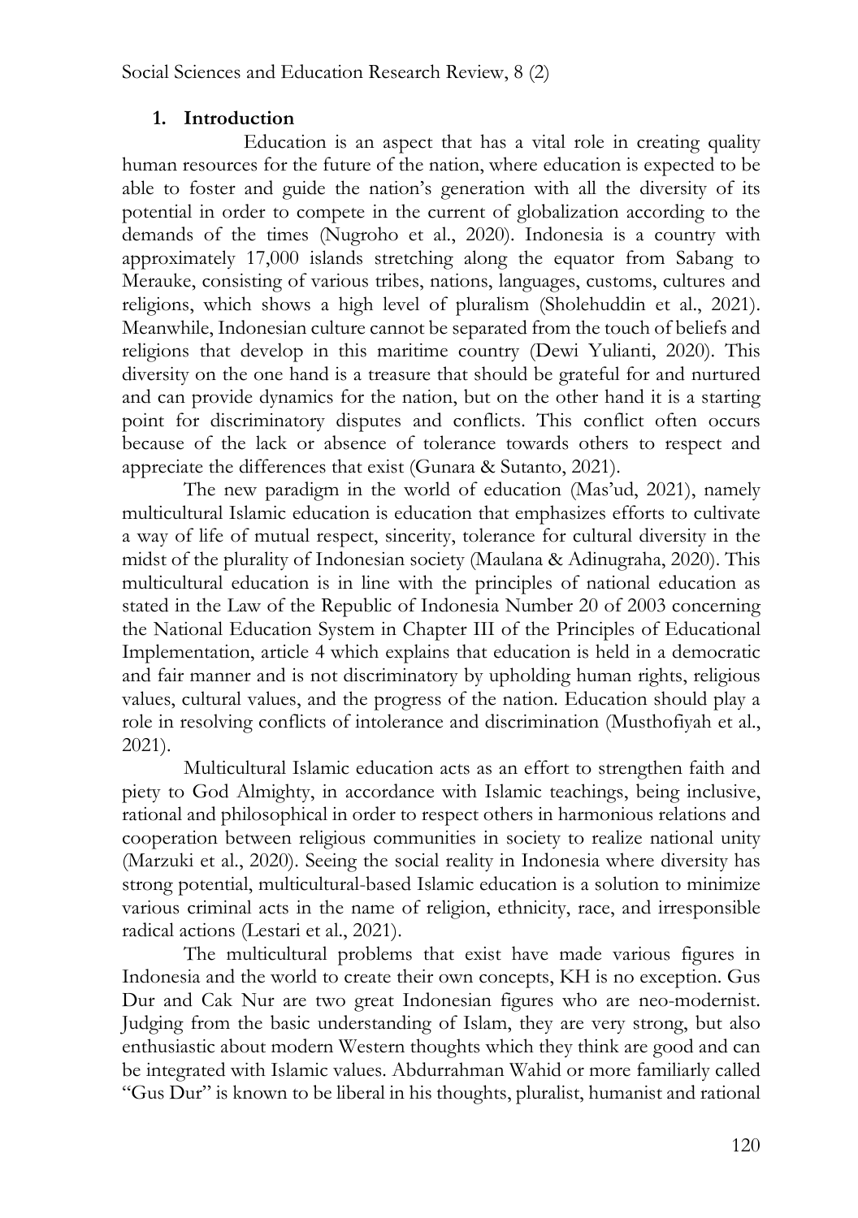## 1. Introduction

Education is an aspect that has a vital role in creating quality human resources for the future of the nation, where education is expected to be able to foster and guide the nation's generation with all the diversity of its potential in order to compete in the current of globalization according to the demands of the times (Nugroho et al., 2020). Indonesia is a country with approximately 17,000 islands stretching along the equator from Sabang to Merauke, consisting of various tribes, nations, languages, customs, cultures and religions, which shows a high level of pluralism (Sholehuddin et al., 2021). Meanwhile, Indonesian culture cannot be separated from the touch of beliefs and religions that develop in this maritime country (Dewi Yulianti, 2020). This diversity on the one hand is a treasure that should be grateful for and nurtured and can provide dynamics for the nation, but on the other hand it is a starting point for discriminatory disputes and conflicts. This conflict often occurs because of the lack or absence of tolerance towards others to respect and appreciate the differences that exist (Gunara & Sutanto, 2021).

The new paradigm in the world of education (Mas'ud, 2021), namely multicultural Islamic education is education that emphasizes efforts to cultivate a way of life of mutual respect, sincerity, tolerance for cultural diversity in the midst of the plurality of Indonesian society (Maulana & Adinugraha, 2020). This multicultural education is in line with the principles of national education as stated in the Law of the Republic of Indonesia Number 20 of 2003 concerning the National Education System in Chapter III of the Principles of Educational Implementation, article 4 which explains that education is held in a democratic and fair manner and is not discriminatory by upholding human rights, religious values, cultural values, and the progress of the nation. Education should play a role in resolving conflicts of intolerance and discrimination (Musthofiyah et al., 2021).

Multicultural Islamic education acts as an effort to strengthen faith and piety to God Almighty, in accordance with Islamic teachings, being inclusive, rational and philosophical in order to respect others in harmonious relations and cooperation between religious communities in society to realize national unity (Marzuki et al., 2020). Seeing the social reality in Indonesia where diversity has strong potential, multicultural-based Islamic education is a solution to minimize various criminal acts in the name of religion, ethnicity, race, and irresponsible radical actions (Lestari et al., 2021).

The multicultural problems that exist have made various figures in Indonesia and the world to create their own concepts, KH is no exception. Gus Dur and Cak Nur are two great Indonesian figures who are neo-modernist. Judging from the basic understanding of Islam, they are very strong, but also enthusiastic about modern Western thoughts which they think are good and can be integrated with Islamic values. Abdurrahman Wahid or more familiarly called "Gus Dur" is known to be liberal in his thoughts, pluralist, humanist and rational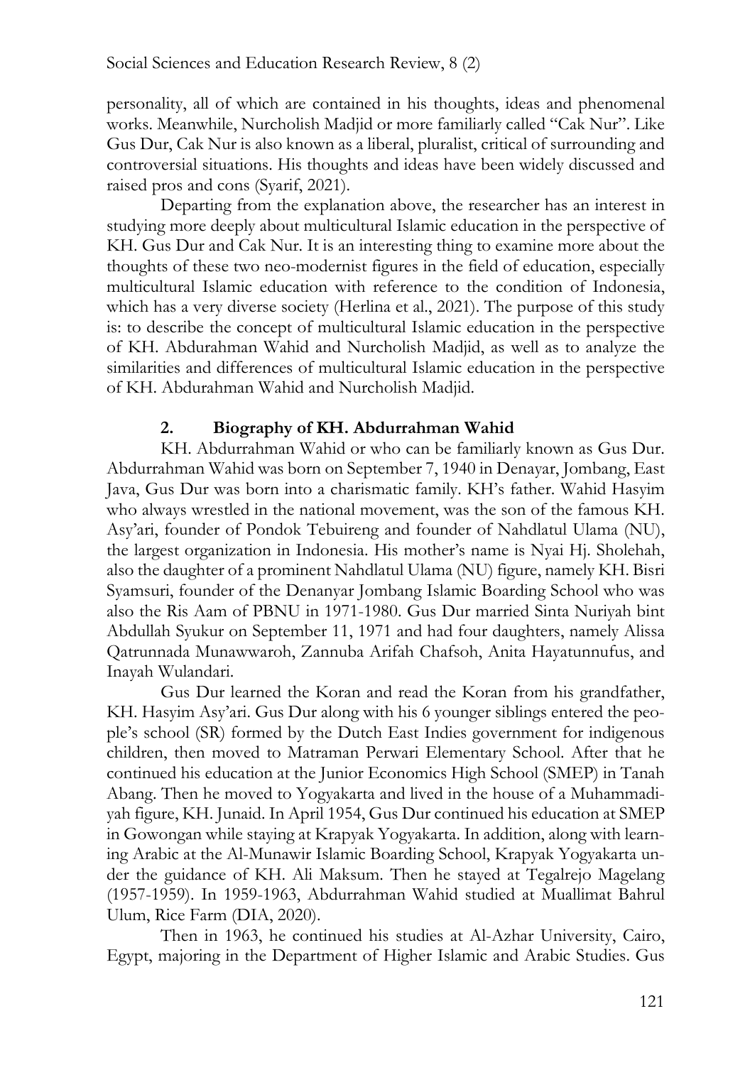personality, all of which are contained in his thoughts, ideas and phenomenal works. Meanwhile, Nurcholish Madjid or more familiarly called "Cak Nur". Like Gus Dur, Cak Nur is also known as a liberal, pluralist, critical of surrounding and controversial situations. His thoughts and ideas have been widely discussed and raised pros and cons (Syarif, 2021).

Departing from the explanation above, the researcher has an interest in studying more deeply about multicultural Islamic education in the perspective of KH. Gus Dur and Cak Nur. It is an interesting thing to examine more about the thoughts of these two neo-modernist figures in the field of education, especially multicultural Islamic education with reference to the condition of Indonesia, which has a very diverse society (Herlina et al., 2021). The purpose of this study is: to describe the concept of multicultural Islamic education in the perspective of KH. Abdurahman Wahid and Nurcholish Madjid, as well as to analyze the similarities and differences of multicultural Islamic education in the perspective of KH. Abdurahman Wahid and Nurcholish Madjid.

## 2. Biography of KH. Abdurrahman Wahid

KH. Abdurrahman Wahid or who can be familiarly known as Gus Dur. Abdurrahman Wahid was born on September 7, 1940 in Denayar, Jombang, East Java, Gus Dur was born into a charismatic family. KH's father. Wahid Hasyim who always wrestled in the national movement, was the son of the famous KH. Asy'ari, founder of Pondok Tebuireng and founder of Nahdlatul Ulama (NU), the largest organization in Indonesia. His mother's name is Nyai Hj. Sholehah, also the daughter of a prominent Nahdlatul Ulama (NU) figure, namely KH. Bisri Syamsuri, founder of the Denanyar Jombang Islamic Boarding School who was also the Ris Aam of PBNU in 1971-1980. Gus Dur married Sinta Nuriyah bint Abdullah Syukur on September 11, 1971 and had four daughters, namely Alissa Qatrunnada Munawwaroh, Zannuba Arifah Chafsoh, Anita Hayatunnufus, and Inayah Wulandari.

Gus Dur learned the Koran and read the Koran from his grandfather, KH. Hasyim Asy'ari. Gus Dur along with his 6 younger siblings entered the people's school (SR) formed by the Dutch East Indies government for indigenous children, then moved to Matraman Perwari Elementary School. After that he continued his education at the Junior Economics High School (SMEP) in Tanah Abang. Then he moved to Yogyakarta and lived in the house of a Muhammadiyah figure, KH. Junaid. In April 1954, Gus Dur continued his education at SMEP in Gowongan while staying at Krapyak Yogyakarta. In addition, along with learning Arabic at the Al-Munawir Islamic Boarding School, Krapyak Yogyakarta under the guidance of KH. Ali Maksum. Then he stayed at Tegalrejo Magelang (1957-1959). In 1959-1963, Abdurrahman Wahid studied at Muallimat Bahrul Ulum, Rice Farm (DIA, 2020).

Then in 1963, he continued his studies at Al-Azhar University, Cairo, Egypt, majoring in the Department of Higher Islamic and Arabic Studies. Gus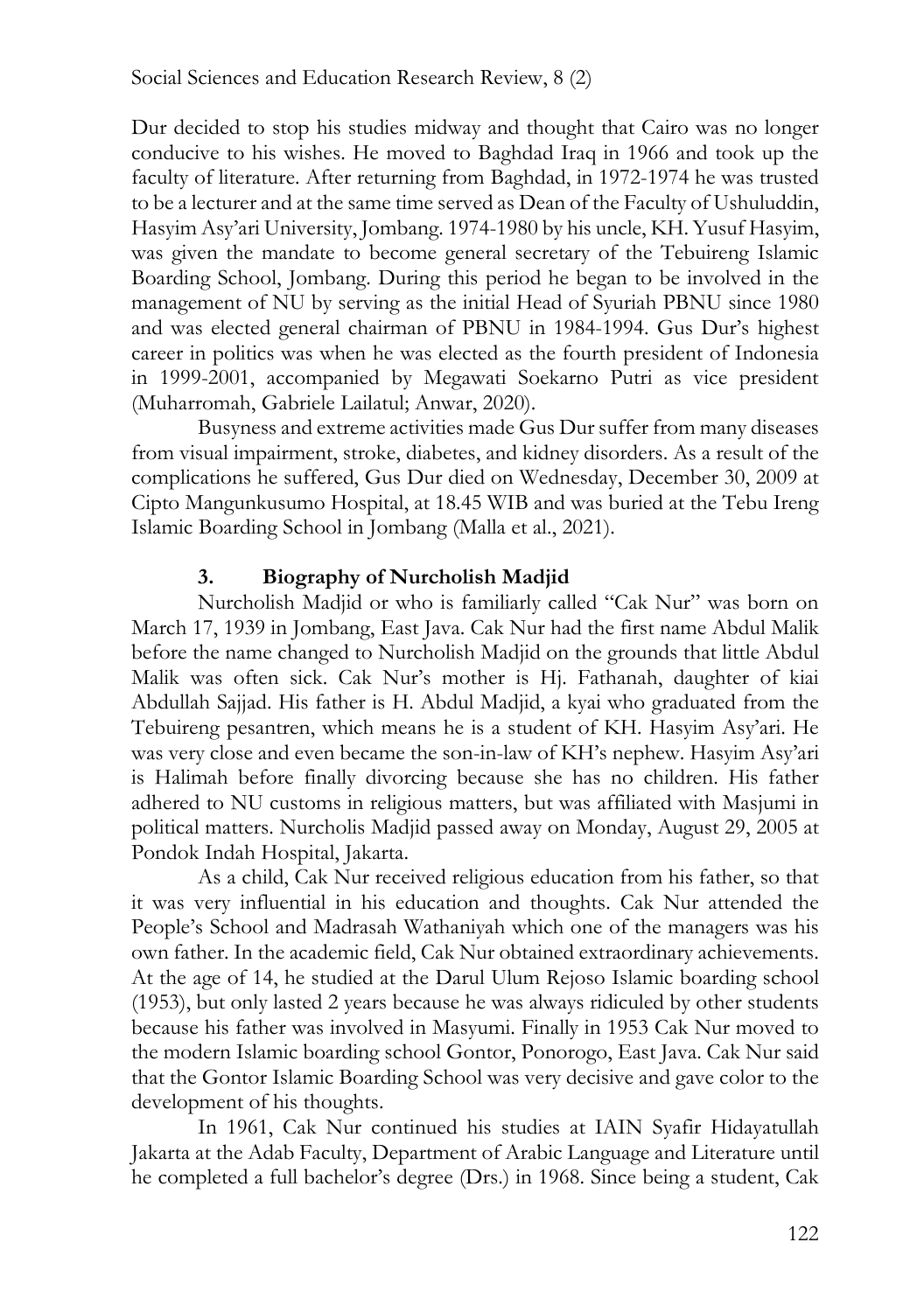Dur decided to stop his studies midway and thought that Cairo was no longer conducive to his wishes. He moved to Baghdad Iraq in 1966 and took up the faculty of literature. After returning from Baghdad, in 1972-1974 he was trusted to be a lecturer and at the same time served as Dean of the Faculty of Ushuluddin, Hasyim Asy'ari University, Jombang. 1974-1980 by his uncle, KH. Yusuf Hasyim, was given the mandate to become general secretary of the Tebuireng Islamic Boarding School, Jombang. During this period he began to be involved in the management of NU by serving as the initial Head of Syuriah PBNU since 1980 and was elected general chairman of PBNU in 1984-1994. Gus Dur's highest career in politics was when he was elected as the fourth president of Indonesia in 1999-2001, accompanied by Megawati Soekarno Putri as vice president (Muharromah, Gabriele Lailatul; Anwar, 2020).

Busyness and extreme activities made Gus Dur suffer from many diseases from visual impairment, stroke, diabetes, and kidney disorders. As a result of the complications he suffered, Gus Dur died on Wednesday, December 30, 2009 at Cipto Mangunkusumo Hospital, at 18.45 WIB and was buried at the Tebu Ireng Islamic Boarding School in Jombang (Malla et al., 2021).

### 3. Biography of Nurcholish Madjid

Nurcholish Madjid or who is familiarly called "Cak Nur" was born on March 17, 1939 in Jombang, East Java. Cak Nur had the first name Abdul Malik before the name changed to Nurcholish Madjid on the grounds that little Abdul Malik was often sick. Cak Nur's mother is Hj. Fathanah, daughter of kiai Abdullah Sajjad. His father is H. Abdul Madjid, a kyai who graduated from the Tebuireng pesantren, which means he is a student of KH. Hasyim Asy'ari. He was very close and even became the son-in-law of KH's nephew. Hasyim Asy'ari is Halimah before finally divorcing because she has no children. His father adhered to NU customs in religious matters, but was affiliated with Masjumi in political matters. Nurcholis Madjid passed away on Monday, August 29, 2005 at Pondok Indah Hospital, Jakarta.

As a child, Cak Nur received religious education from his father, so that it was very influential in his education and thoughts. Cak Nur attended the People's School and Madrasah Wathaniyah which one of the managers was his own father. In the academic field, Cak Nur obtained extraordinary achievements. At the age of 14, he studied at the Darul Ulum Rejoso Islamic boarding school (1953), but only lasted 2 years because he was always ridiculed by other students because his father was involved in Masyumi. Finally in 1953 Cak Nur moved to the modern Islamic boarding school Gontor, Ponorogo, East Java. Cak Nur said that the Gontor Islamic Boarding School was very decisive and gave color to the development of his thoughts.

In 1961, Cak Nur continued his studies at IAIN Syafir Hidayatullah Jakarta at the Adab Faculty, Department of Arabic Language and Literature until he completed a full bachelor's degree (Drs.) in 1968. Since being a student, Cak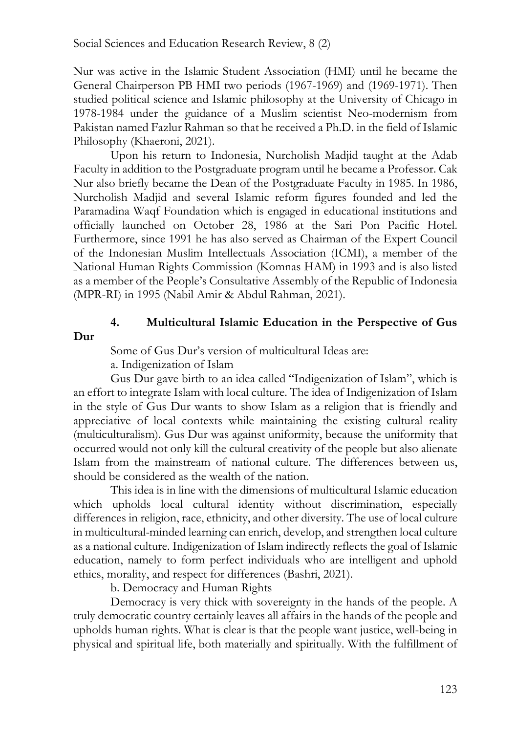Nur was active in the Islamic Student Association (HMI) until he became the General Chairperson PB HMI two periods (1967-1969) and (1969-1971). Then studied political science and Islamic philosophy at the University of Chicago in 1978-1984 under the guidance of a Muslim scientist Neo-modernism from Pakistan named Fazlur Rahman so that he received a Ph.D. in the field of Islamic Philosophy (Khaeroni, 2021).

Upon his return to Indonesia, Nurcholish Madjid taught at the Adab Faculty in addition to the Postgraduate program until he became a Professor. Cak Nur also briefly became the Dean of the Postgraduate Faculty in 1985. In 1986, Nurcholish Madjid and several Islamic reform figures founded and led the Paramadina Waqf Foundation which is engaged in educational institutions and officially launched on October 28, 1986 at the Sari Pon Pacific Hotel. Furthermore, since 1991 he has also served as Chairman of the Expert Council of the Indonesian Muslim Intellectuals Association (ICMI), a member of the National Human Rights Commission (Komnas HAM) in 1993 and is also listed as a member of the People's Consultative Assembly of the Republic of Indonesia (MPR-RI) in 1995 (Nabil Amir & Abdul Rahman, 2021).

### 4. Multicultural Islamic Education in the Perspective of Gus Dur

Some of Gus Dur's version of multicultural Ideas are:

a. Indigenization of Islam

Gus Dur gave birth to an idea called "Indigenization of Islam", which is an effort to integrate Islam with local culture. The idea of Indigenization of Islam in the style of Gus Dur wants to show Islam as a religion that is friendly and appreciative of local contexts while maintaining the existing cultural reality (multiculturalism). Gus Dur was against uniformity, because the uniformity that occurred would not only kill the cultural creativity of the people but also alienate Islam from the mainstream of national culture. The differences between us, should be considered as the wealth of the nation.

This idea is in line with the dimensions of multicultural Islamic education which upholds local cultural identity without discrimination, especially differences in religion, race, ethnicity, and other diversity. The use of local culture in multicultural-minded learning can enrich, develop, and strengthen local culture as a national culture. Indigenization of Islam indirectly reflects the goal of Islamic education, namely to form perfect individuals who are intelligent and uphold ethics, morality, and respect for differences (Bashri, 2021).

b. Democracy and Human Rights

Democracy is very thick with sovereignty in the hands of the people. A truly democratic country certainly leaves all affairs in the hands of the people and upholds human rights. What is clear is that the people want justice, well-being in physical and spiritual life, both materially and spiritually. With the fulfillment of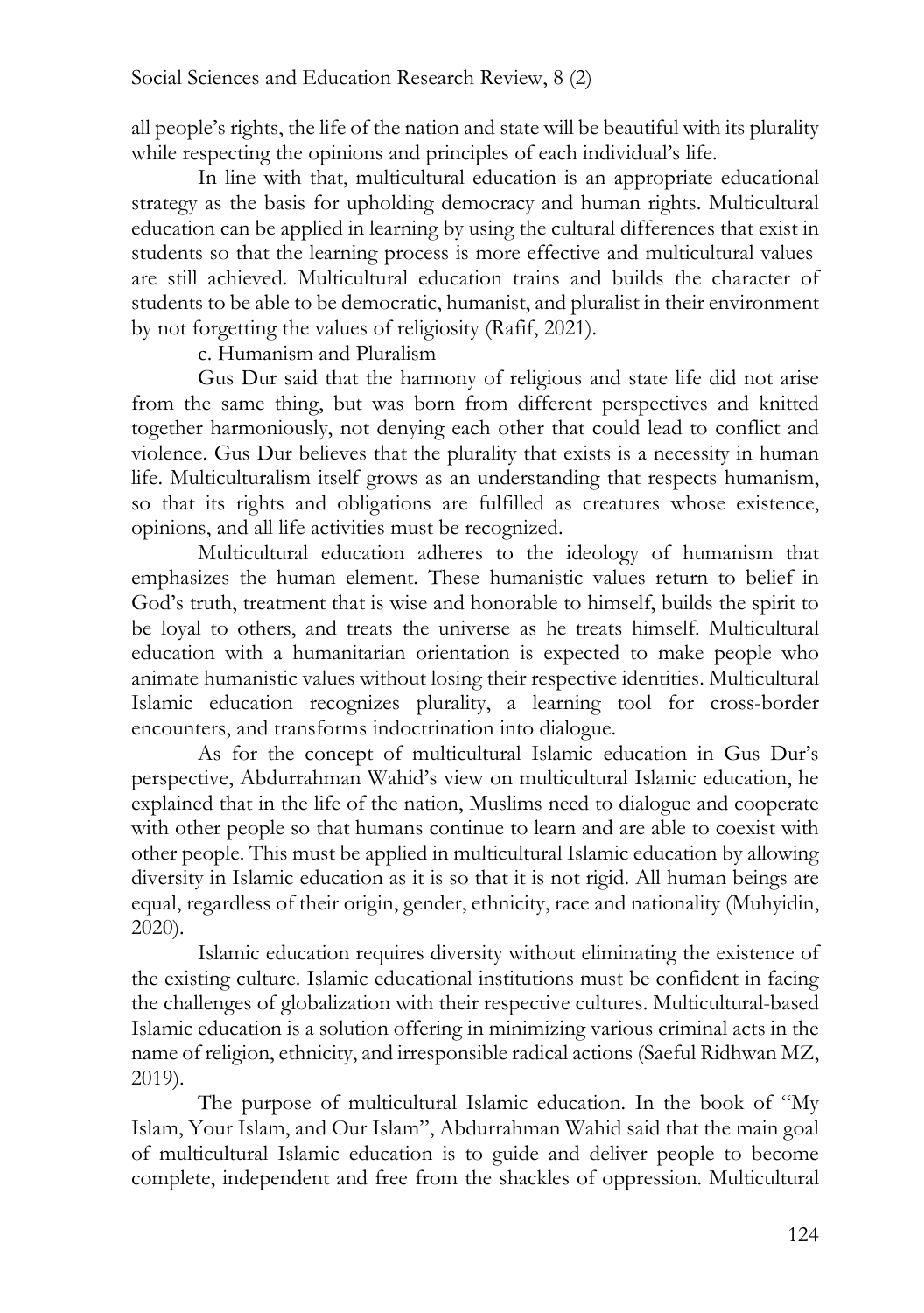all people's rights, the life of the nation and state will be beautiful with its plurality while respecting the opinions and principles of each individual's life.

In line with that, multicultural education is an appropriate educational strategy as the basis for upholding democracy and human rights. Multicultural education can be applied in learning by using the cultural differences that exist in students so that the learning process is more effective and multicultural values are still achieved. Multicultural education trains and builds the character of students to be able to be democratic, humanist, and pluralist in their environment by not forgetting the values of religiosity (Rafif, 2021).

c. Humanism and Pluralism

Gus Dur said that the harmony of religious and state life did not arise from the same thing, but was born from different perspectives and knitted together harmoniously, not denying each other that could lead to conflict and violence. Gus Dur believes that the plurality that exists is a necessity in human life. Multiculturalism itself grows as an understanding that respects humanism, so that its rights and obligations are fulfilled as creatures whose existence, opinions, and all life activities must be recognized.

Multicultural education adheres to the ideology of humanism that emphasizes the human element. These humanistic values return to belief in God's truth, treatment that is wise and honorable to himself, builds the spirit to be loyal to others, and treats the universe as he treats himself. Multicultural education with a humanitarian orientation is expected to make people who animate humanistic values without losing their respective identities. Multicultural Islamic education recognizes plurality, a learning tool for cross-border encounters, and transforms indoctrination into dialogue.

As for the concept of multicultural Islamic education in Gus Dur's perspective, Abdurrahman Wahid's view on multicultural Islamic education, he explained that in the life of the nation, Muslims need to dialogue and cooperate with other people so that humans continue to learn and are able to coexist with other people. This must be applied in multicultural Islamic education by allowing diversity in Islamic education as it is so that it is not rigid. All human beings are equal, regardless of their origin, gender, ethnicity, race and nationality (Muhyidin, 2020).

Islamic education requires diversity without eliminating the existence of the existing culture. Islamic educational institutions must be confident in facing the challenges of globalization with their respective cultures. Multicultural-based Islamic education is a solution offering in minimizing various criminal acts in the name of religion, ethnicity, and irresponsible radical actions (Saeful Ridhwan MZ, 2019).

The purpose of multicultural Islamic education. In the book of "My Islam, Your Islam, and Our Islam", Abdurrahman Wahid said that the main goal of multicultural Islamic education is to guide and deliver people to become complete, independent and free from the shackles of oppression. Multicultural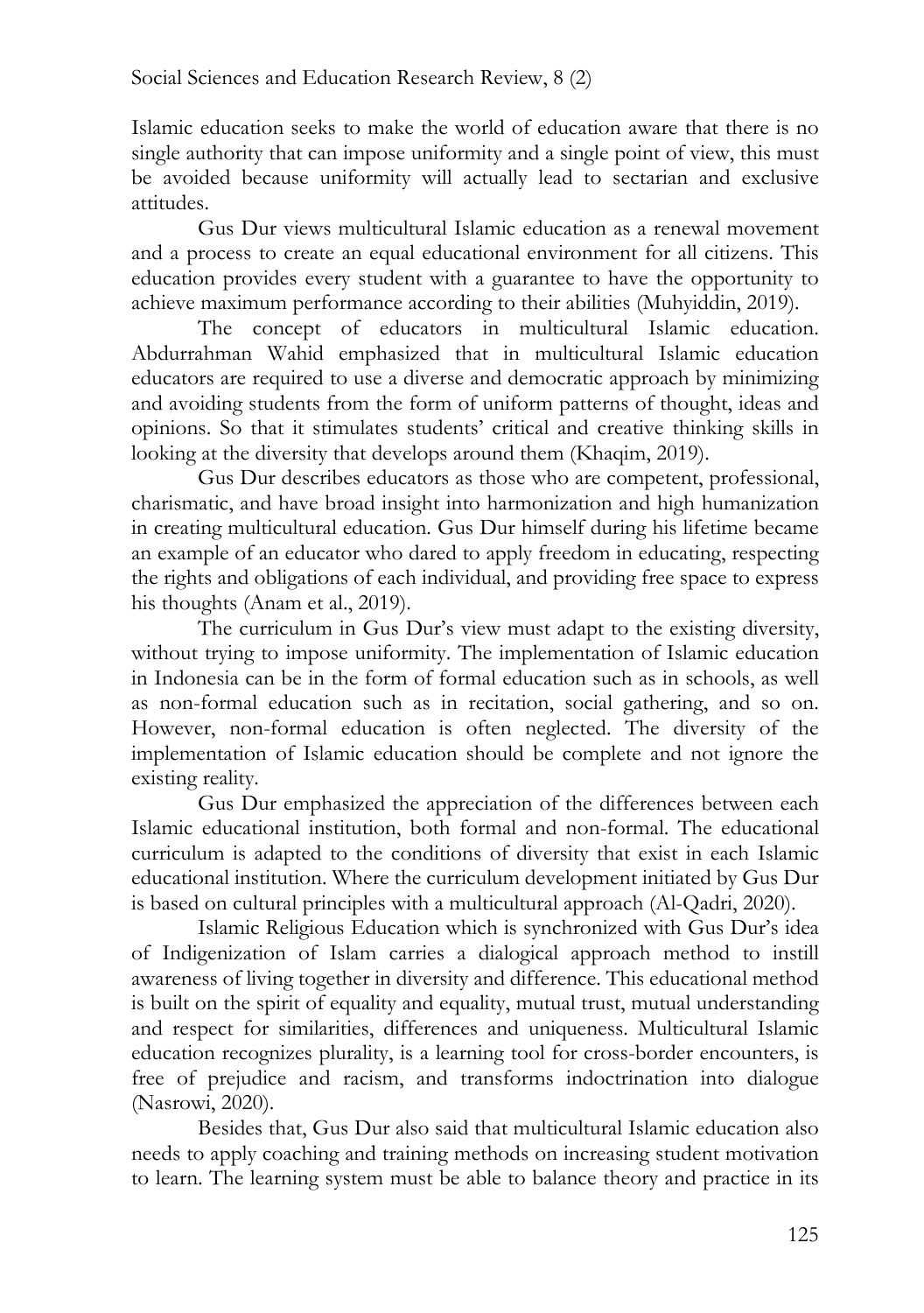Islamic education seeks to make the world of education aware that there is no single authority that can impose uniformity and a single point of view, this must be avoided because uniformity will actually lead to sectarian and exclusive attitudes.

Gus Dur views multicultural Islamic education as a renewal movement and a process to create an equal educational environment for all citizens. This education provides every student with a guarantee to have the opportunity to achieve maximum performance according to their abilities (Muhyiddin, 2019).

The concept of educators in multicultural Islamic education. Abdurrahman Wahid emphasized that in multicultural Islamic education educators are required to use a diverse and democratic approach by minimizing and avoiding students from the form of uniform patterns of thought, ideas and opinions. So that it stimulates students' critical and creative thinking skills in looking at the diversity that develops around them (Khaqim, 2019).

Gus Dur describes educators as those who are competent, professional, charismatic, and have broad insight into harmonization and high humanization in creating multicultural education. Gus Dur himself during his lifetime became an example of an educator who dared to apply freedom in educating, respecting the rights and obligations of each individual, and providing free space to express his thoughts (Anam et al., 2019).

The curriculum in Gus Dur's view must adapt to the existing diversity, without trying to impose uniformity. The implementation of Islamic education in Indonesia can be in the form of formal education such as in schools, as well as non-formal education such as in recitation, social gathering, and so on. However, non-formal education is often neglected. The diversity of the implementation of Islamic education should be complete and not ignore the existing reality.

Gus Dur emphasized the appreciation of the differences between each Islamic educational institution, both formal and non-formal. The educational curriculum is adapted to the conditions of diversity that exist in each Islamic educational institution. Where the curriculum development initiated by Gus Dur is based on cultural principles with a multicultural approach (Al-Qadri, 2020).

Islamic Religious Education which is synchronized with Gus Dur's idea of Indigenization of Islam carries a dialogical approach method to instill awareness of living together in diversity and difference. This educational method is built on the spirit of equality and equality, mutual trust, mutual understanding and respect for similarities, differences and uniqueness. Multicultural Islamic education recognizes plurality, is a learning tool for cross-border encounters, is free of prejudice and racism, and transforms indoctrination into dialogue (Nasrowi, 2020).

Besides that, Gus Dur also said that multicultural Islamic education also needs to apply coaching and training methods on increasing student motivation to learn. The learning system must be able to balance theory and practice in its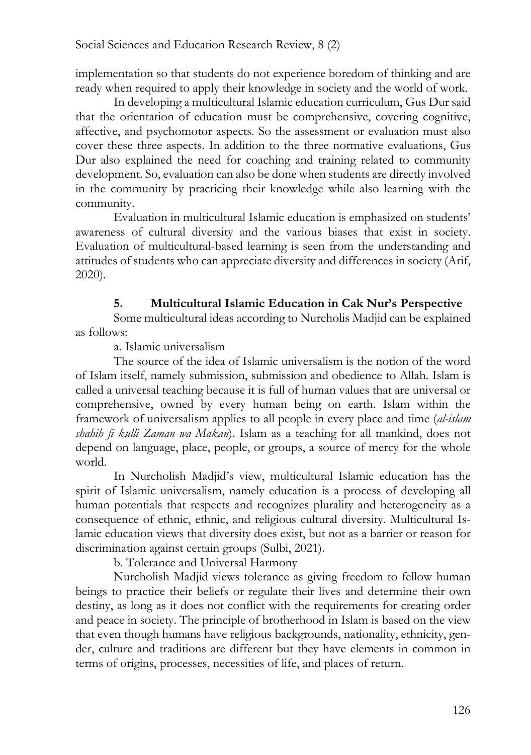implementation so that students do not experience boredom of thinking and are ready when required to apply their knowledge in society and the world of work.

In developing a multicultural Islamic education curriculum, Gus Dur said that the orientation of education must be comprehensive, covering cognitive, affective, and psychomotor aspects. So the assessment or evaluation must also cover these three aspects. In addition to the three normative evaluations, Gus Dur also explained the need for coaching and training related to community development. So, evaluation can also be done when students are directly involved in the community by practicing their knowledge while also learning with the community.

Evaluation in multicultural Islamic education is emphasized on students' awareness of cultural diversity and the various biases that exist in society. Evaluation of multicultural-based learning is seen from the understanding and attitudes of students who can appreciate diversity and differences in society (Arif, 2020).

### 5. Multicultural Islamic Education in Cak Nur's Perspective

Some multicultural ideas according to Nurcholis Madjid can be explained as follows:

a. Islamic universalism

The source of the idea of Islamic universalism is the notion of the word of Islam itself, namely submission, submission and obedience to Allah. Islam is called a universal teaching because it is full of human values that are universal or comprehensive, owned by every human being on earth. Islam within the framework of universalism applies to all people in every place and time (*al-islam shahih fi kulli Zaman wa Makan*). Islam as a teaching for all mankind, does not depend on language, place, people, or groups, a source of mercy for the whole world.

In Nurcholish Madjid's view, multicultural Islamic education has the spirit of Islamic universalism, namely education is a process of developing all human potentials that respects and recognizes plurality and heterogeneity as a consequence of ethnic, ethnic, and religious cultural diversity. Multicultural Islamic education views that diversity does exist, but not as a barrier or reason for discrimination against certain groups (Sulbi, 2021).

b. Tolerance and Universal Harmony

Nurcholish Madjid views tolerance as giving freedom to fellow human beings to practice their beliefs or regulate their lives and determine their own destiny, as long as it does not conflict with the requirements for creating order and peace in society. The principle of brotherhood in Islam is based on the view that even though humans have religious backgrounds, nationality, ethnicity, gender, culture and traditions are different but they have elements in common in terms of origins, processes, necessities of life, and places of return.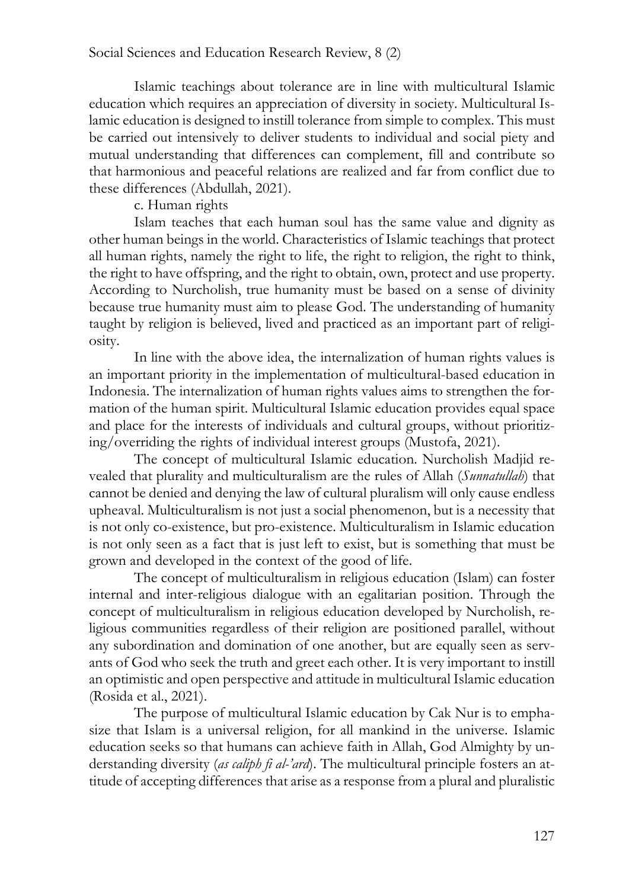Islamic teachings about tolerance are in line with multicultural Islamic education which requires an appreciation of diversity in society. Multicultural Islamic education is designed to instill tolerance from simple to complex. This must be carried out intensively to deliver students to individual and social piety and mutual understanding that differences can complement, fill and contribute so that harmonious and peaceful relations are realized and far from conflict due to these differences (Abdullah, 2021).

c. Human rights

Islam teaches that each human soul has the same value and dignity as other human beings in the world. Characteristics of Islamic teachings that protect all human rights, namely the right to life, the right to religion, the right to think, the right to have offspring, and the right to obtain, own, protect and use property. According to Nurcholish, true humanity must be based on a sense of divinity because true humanity must aim to please God. The understanding of humanity taught by religion is believed, lived and practiced as an important part of religiosity.

In line with the above idea, the internalization of human rights values is an important priority in the implementation of multicultural-based education in Indonesia. The internalization of human rights values aims to strengthen the formation of the human spirit. Multicultural Islamic education provides equal space and place for the interests of individuals and cultural groups, without prioritizing/overriding the rights of individual interest groups (Mustofa, 2021).

The concept of multicultural Islamic education. Nurcholish Madjid revealed that plurality and multiculturalism are the rules of Allah (*Sunnatullah*) that cannot be denied and denying the law of cultural pluralism will only cause endless upheaval. Multiculturalism is not just a social phenomenon, but is a necessity that is not only co-existence, but pro-existence. Multiculturalism in Islamic education is not only seen as a fact that is just left to exist, but is something that must be grown and developed in the context of the good of life.

The concept of multiculturalism in religious education (Islam) can foster internal and inter-religious dialogue with an egalitarian position. Through the concept of multiculturalism in religious education developed by Nurcholish, religious communities regardless of their religion are positioned parallel, without any subordination and domination of one another, but are equally seen as servants of God who seek the truth and greet each other. It is very important to instill an optimistic and open perspective and attitude in multicultural Islamic education (Rosida et al., 2021).

The purpose of multicultural Islamic education by Cak Nur is to emphasize that Islam is a universal religion, for all mankind in the universe. Islamic education seeks so that humans can achieve faith in Allah, God Almighty by understanding diversity (*as caliph fi al-'ard*). The multicultural principle fosters an attitude of accepting differences that arise as a response from a plural and pluralistic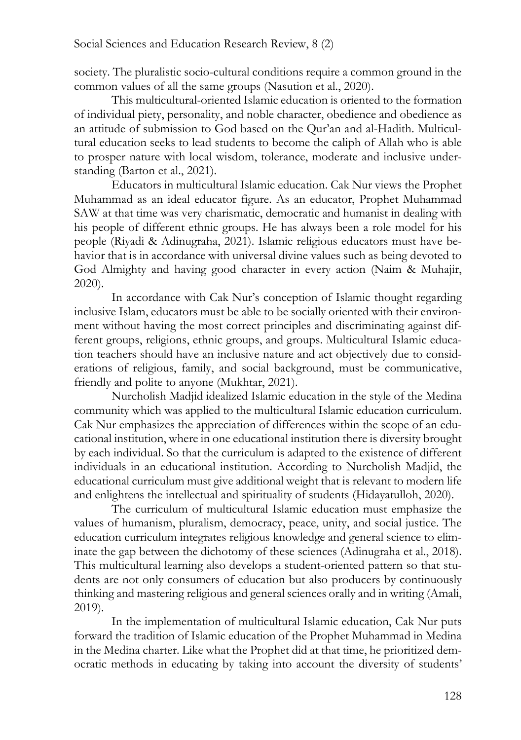society. The pluralistic socio-cultural conditions require a common ground in the common values of all the same groups (Nasution et al., 2020).

This multicultural-oriented Islamic education is oriented to the formation of individual piety, personality, and noble character, obedience and obedience as an attitude of submission to God based on the Qur'an and al-Hadith. Multicultural education seeks to lead students to become the caliph of Allah who is able to prosper nature with local wisdom, tolerance, moderate and inclusive understanding (Barton et al., 2021).

Educators in multicultural Islamic education. Cak Nur views the Prophet Muhammad as an ideal educator figure. As an educator, Prophet Muhammad SAW at that time was very charismatic, democratic and humanist in dealing with his people of different ethnic groups. He has always been a role model for his people (Riyadi & Adinugraha, 2021). Islamic religious educators must have behavior that is in accordance with universal divine values such as being devoted to God Almighty and having good character in every action (Naim & Muhajir, 2020).

In accordance with Cak Nur's conception of Islamic thought regarding inclusive Islam, educators must be able to be socially oriented with their environment without having the most correct principles and discriminating against different groups, religions, ethnic groups, and groups. Multicultural Islamic education teachers should have an inclusive nature and act objectively due to considerations of religious, family, and social background, must be communicative, friendly and polite to anyone (Mukhtar, 2021).

Nurcholish Madjid idealized Islamic education in the style of the Medina community which was applied to the multicultural Islamic education curriculum. Cak Nur emphasizes the appreciation of differences within the scope of an educational institution, where in one educational institution there is diversity brought by each individual. So that the curriculum is adapted to the existence of different individuals in an educational institution. According to Nurcholish Madjid, the educational curriculum must give additional weight that is relevant to modern life and enlightens the intellectual and spirituality of students (Hidayatulloh, 2020).

The curriculum of multicultural Islamic education must emphasize the values of humanism, pluralism, democracy, peace, unity, and social justice. The education curriculum integrates religious knowledge and general science to eliminate the gap between the dichotomy of these sciences (Adinugraha et al., 2018). This multicultural learning also develops a student-oriented pattern so that students are not only consumers of education but also producers by continuously thinking and mastering religious and general sciences orally and in writing (Amali, 2019).

In the implementation of multicultural Islamic education, Cak Nur puts forward the tradition of Islamic education of the Prophet Muhammad in Medina in the Medina charter. Like what the Prophet did at that time, he prioritized democratic methods in educating by taking into account the diversity of students'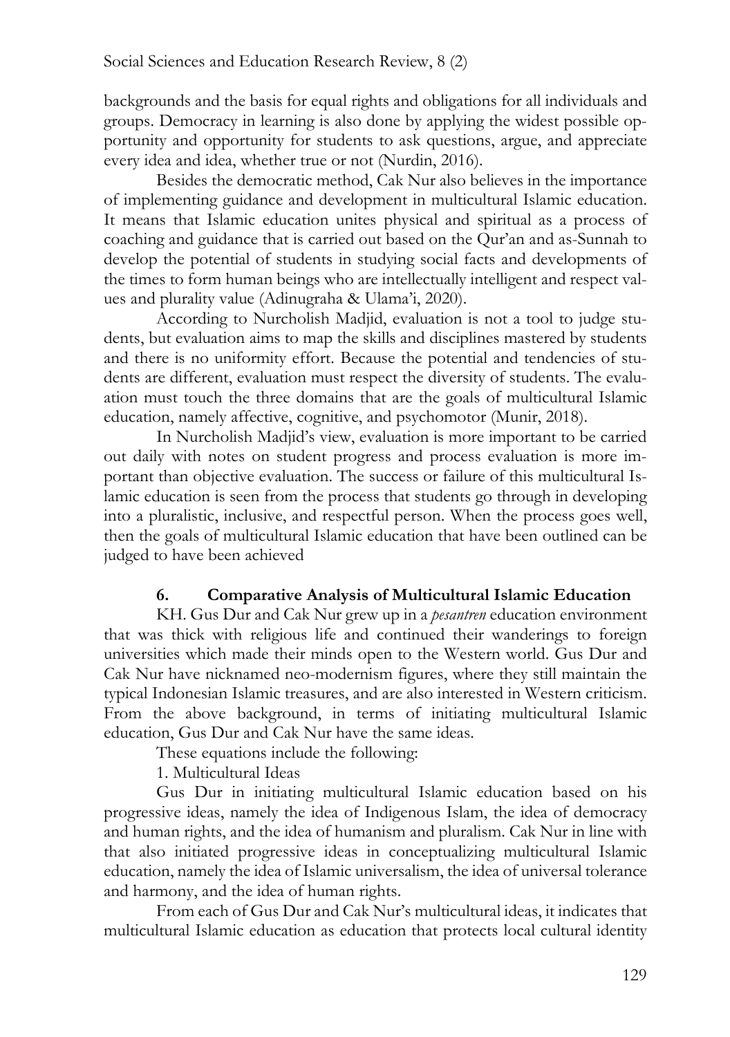backgrounds and the basis for equal rights and obligations for all individuals and groups. Democracy in learning is also done by applying the widest possible opportunity and opportunity for students to ask questions, argue, and appreciate every idea and idea, whether true or not (Nurdin, 2016).

Besides the democratic method, Cak Nur also believes in the importance of implementing guidance and development in multicultural Islamic education. It means that Islamic education unites physical and spiritual as a process of coaching and guidance that is carried out based on the Qur'an and as-Sunnah to develop the potential of students in studying social facts and developments of the times to form human beings who are intellectually intelligent and respect values and plurality value (Adinugraha & Ulama'i, 2020).

According to Nurcholish Madjid, evaluation is not a tool to judge students, but evaluation aims to map the skills and disciplines mastered by students and there is no uniformity effort. Because the potential and tendencies of students are different, evaluation must respect the diversity of students. The evaluation must touch the three domains that are the goals of multicultural Islamic education, namely affective, cognitive, and psychomotor (Munir, 2018).

In Nurcholish Madjid's view, evaluation is more important to be carried out daily with notes on student progress and process evaluation is more important than objective evaluation. The success or failure of this multicultural Islamic education is seen from the process that students go through in developing into a pluralistic, inclusive, and respectful person. When the process goes well, then the goals of multicultural Islamic education that have been outlined can be judged to have been achieved

## 6. Comparative Analysis of Multicultural Islamic Education

KH. Gus Dur and Cak Nur grew up in a *pesantren* education environment that was thick with religious life and continued their wanderings to foreign universities which made their minds open to the Western world. Gus Dur and Cak Nur have nicknamed neo-modernism figures, where they still maintain the typical Indonesian Islamic treasures, and are also interested in Western criticism. From the above background, in terms of initiating multicultural Islamic education, Gus Dur and Cak Nur have the same ideas.

These equations include the following:

1. Multicultural Ideas

Gus Dur in initiating multicultural Islamic education based on his progressive ideas, namely the idea of Indigenous Islam, the idea of democracy and human rights, and the idea of humanism and pluralism. Cak Nur in line with that also initiated progressive ideas in conceptualizing multicultural Islamic education, namely the idea of Islamic universalism, the idea of universal tolerance and harmony, and the idea of human rights.

From each of Gus Dur and Cak Nur's multicultural ideas, it indicates that multicultural Islamic education as education that protects local cultural identity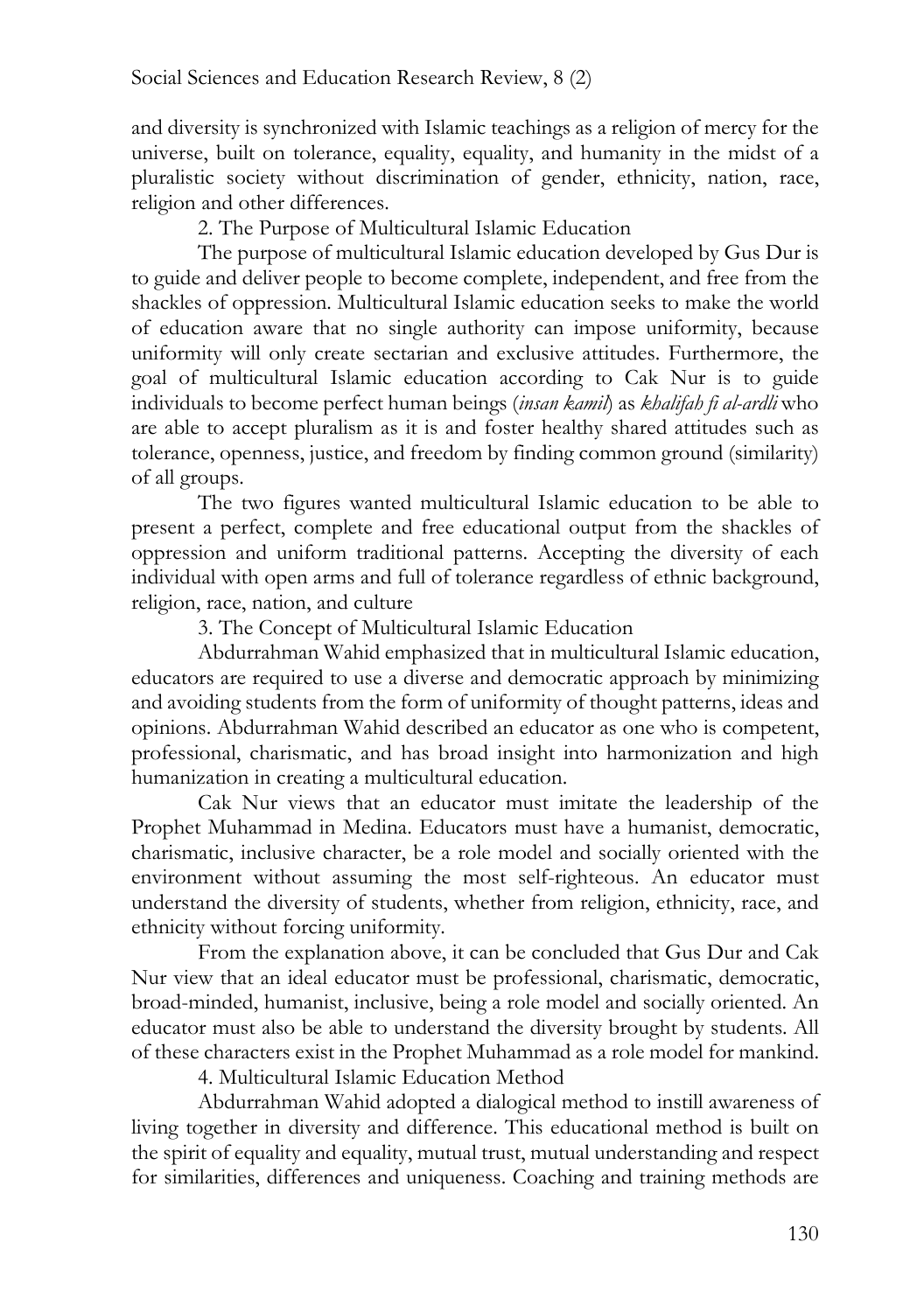and diversity is synchronized with Islamic teachings as a religion of mercy for the universe, built on tolerance, equality, equality, and humanity in the midst of a pluralistic society without discrimination of gender, ethnicity, nation, race, religion and other differences.

2. The Purpose of Multicultural Islamic Education

The purpose of multicultural Islamic education developed by Gus Dur is to guide and deliver people to become complete, independent, and free from the shackles of oppression. Multicultural Islamic education seeks to make the world of education aware that no single authority can impose uniformity, because uniformity will only create sectarian and exclusive attitudes. Furthermore, the goal of multicultural Islamic education according to Cak Nur is to guide individuals to become perfect human beings (*insan kamil*) as *khalifah fi al-ardli* who are able to accept pluralism as it is and foster healthy shared attitudes such as tolerance, openness, justice, and freedom by finding common ground (similarity) of all groups.

The two figures wanted multicultural Islamic education to be able to present a perfect, complete and free educational output from the shackles of oppression and uniform traditional patterns. Accepting the diversity of each individual with open arms and full of tolerance regardless of ethnic background, religion, race, nation, and culture

3. The Concept of Multicultural Islamic Education

Abdurrahman Wahid emphasized that in multicultural Islamic education, educators are required to use a diverse and democratic approach by minimizing and avoiding students from the form of uniformity of thought patterns, ideas and opinions. Abdurrahman Wahid described an educator as one who is competent, professional, charismatic, and has broad insight into harmonization and high humanization in creating a multicultural education.

Cak Nur views that an educator must imitate the leadership of the Prophet Muhammad in Medina. Educators must have a humanist, democratic, charismatic, inclusive character, be a role model and socially oriented with the environment without assuming the most self-righteous. An educator must understand the diversity of students, whether from religion, ethnicity, race, and ethnicity without forcing uniformity.

From the explanation above, it can be concluded that Gus Dur and Cak Nur view that an ideal educator must be professional, charismatic, democratic, broad-minded, humanist, inclusive, being a role model and socially oriented. An educator must also be able to understand the diversity brought by students. All of these characters exist in the Prophet Muhammad as a role model for mankind.

4. Multicultural Islamic Education Method

Abdurrahman Wahid adopted a dialogical method to instill awareness of living together in diversity and difference. This educational method is built on the spirit of equality and equality, mutual trust, mutual understanding and respect for similarities, differences and uniqueness. Coaching and training methods are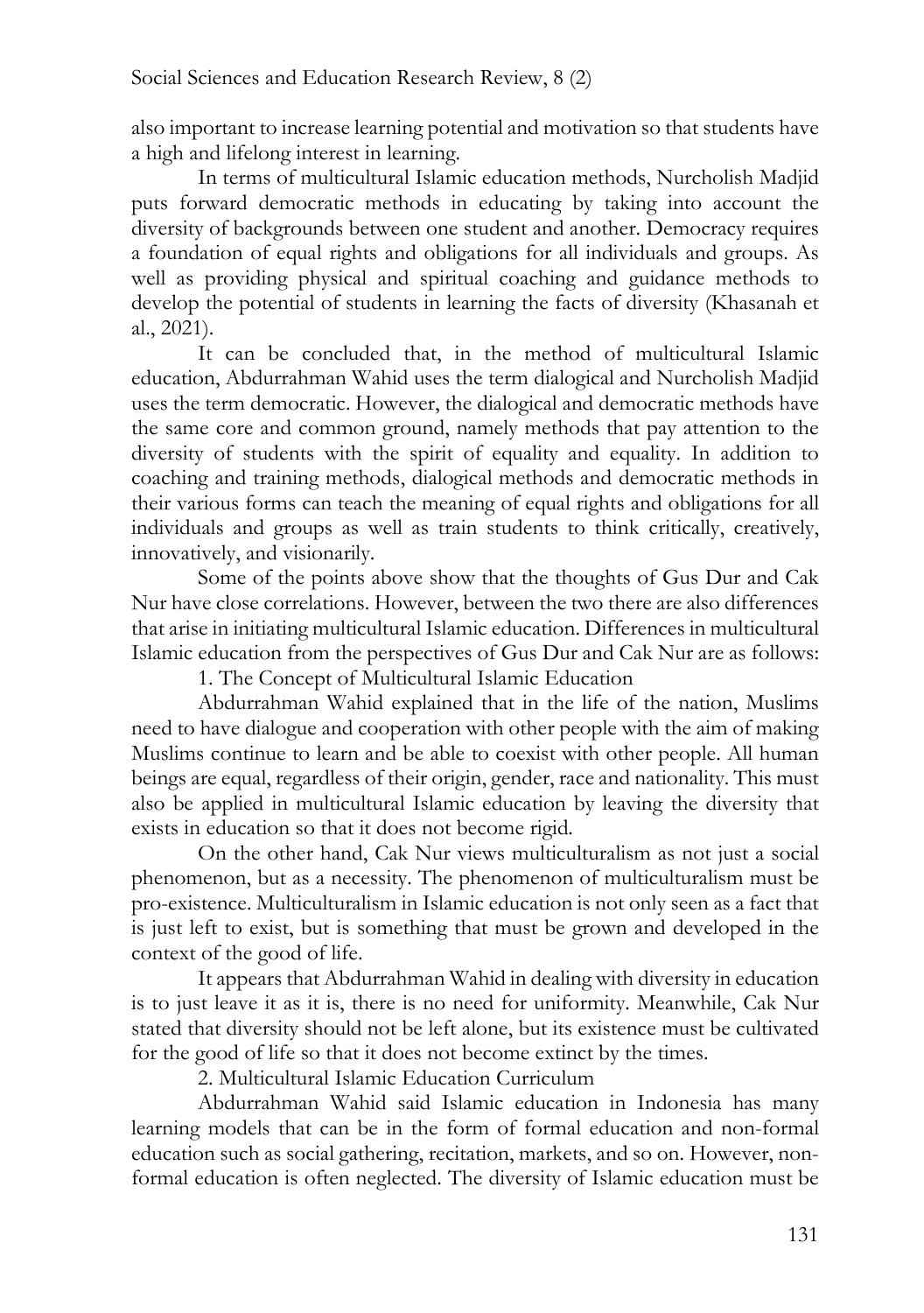also important to increase learning potential and motivation so that students have a high and lifelong interest in learning.

In terms of multicultural Islamic education methods, Nurcholish Madjid puts forward democratic methods in educating by taking into account the diversity of backgrounds between one student and another. Democracy requires a foundation of equal rights and obligations for all individuals and groups. As well as providing physical and spiritual coaching and guidance methods to develop the potential of students in learning the facts of diversity (Khasanah et al., 2021).

It can be concluded that, in the method of multicultural Islamic education, Abdurrahman Wahid uses the term dialogical and Nurcholish Madjid uses the term democratic. However, the dialogical and democratic methods have the same core and common ground, namely methods that pay attention to the diversity of students with the spirit of equality and equality. In addition to coaching and training methods, dialogical methods and democratic methods in their various forms can teach the meaning of equal rights and obligations for all individuals and groups as well as train students to think critically, creatively, innovatively, and visionarily.

Some of the points above show that the thoughts of Gus Dur and Cak Nur have close correlations. However, between the two there are also differences that arise in initiating multicultural Islamic education. Differences in multicultural Islamic education from the perspectives of Gus Dur and Cak Nur are as follows:

1. The Concept of Multicultural Islamic Education

Abdurrahman Wahid explained that in the life of the nation, Muslims need to have dialogue and cooperation with other people with the aim of making Muslims continue to learn and be able to coexist with other people. All human beings are equal, regardless of their origin, gender, race and nationality. This must also be applied in multicultural Islamic education by leaving the diversity that exists in education so that it does not become rigid.

On the other hand, Cak Nur views multiculturalism as not just a social phenomenon, but as a necessity. The phenomenon of multiculturalism must be pro-existence. Multiculturalism in Islamic education is not only seen as a fact that is just left to exist, but is something that must be grown and developed in the context of the good of life.

It appears that Abdurrahman Wahid in dealing with diversity in education is to just leave it as it is, there is no need for uniformity. Meanwhile, Cak Nur stated that diversity should not be left alone, but its existence must be cultivated for the good of life so that it does not become extinct by the times.

2. Multicultural Islamic Education Curriculum

Abdurrahman Wahid said Islamic education in Indonesia has many learning models that can be in the form of formal education and non-formal education such as social gathering, recitation, markets, and so on. However, non-formal education is often neglected. The diversity of Islamic education must be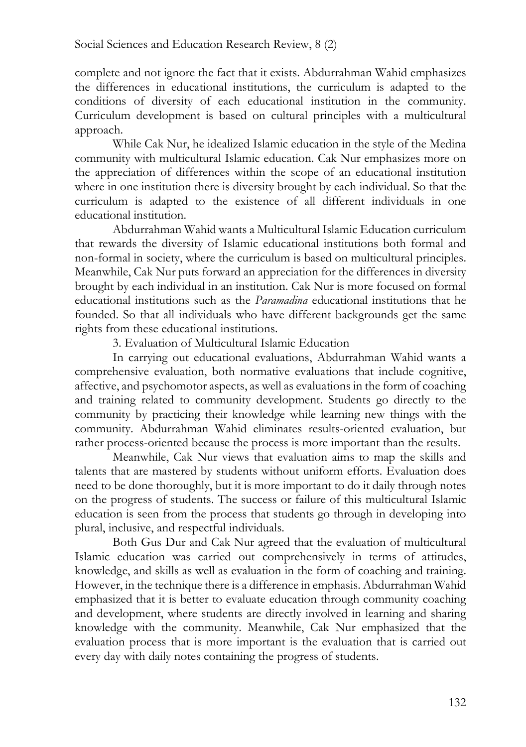complete and not ignore the fact that it exists. Abdurrahman Wahid emphasizes the differences in educational institutions, the curriculum is adapted to the conditions of diversity of each educational institution in the community. Curriculum development is based on cultural principles with a multicultural approach.

While Cak Nur, he idealized Islamic education in the style of the Medina community with multicultural Islamic education. Cak Nur emphasizes more on the appreciation of differences within the scope of an educational institution where in one institution there is diversity brought by each individual. So that the curriculum is adapted to the existence of all different individuals in one educational institution.

Abdurrahman Wahid wants a Multicultural Islamic Education curriculum that rewards the diversity of Islamic educational institutions both formal and non-formal in society, where the curriculum is based on multicultural principles. Meanwhile, Cak Nur puts forward an appreciation for the differences in diversity brought by each individual in an institution. Cak Nur is more focused on formal educational institutions such as the *Paramadina* educational institutions that he founded. So that all individuals who have different backgrounds get the same rights from these educational institutions.

3. Evaluation of Multicultural Islamic Education

In carrying out educational evaluations, Abdurrahman Wahid wants a comprehensive evaluation, both normative evaluations that include cognitive, affective, and psychomotor aspects, as well as evaluations in the form of coaching and training related to community development. Students go directly to the community by practicing their knowledge while learning new things with the community. Abdurrahman Wahid eliminates results-oriented evaluation, but rather process-oriented because the process is more important than the results.

Meanwhile, Cak Nur views that evaluation aims to map the skills and talents that are mastered by students without uniform efforts. Evaluation does need to be done thoroughly, but it is more important to do it daily through notes on the progress of students. The success or failure of this multicultural Islamic education is seen from the process that students go through in developing into plural, inclusive, and respectful individuals.

Both Gus Dur and Cak Nur agreed that the evaluation of multicultural Islamic education was carried out comprehensively in terms of attitudes, knowledge, and skills as well as evaluation in the form of coaching and training. However, in the technique there is a difference in emphasis. Abdurrahman Wahid emphasized that it is better to evaluate education through community coaching and development, where students are directly involved in learning and sharing knowledge with the community. Meanwhile, Cak Nur emphasized that the evaluation process that is more important is the evaluation that is carried out every day with daily notes containing the progress of students.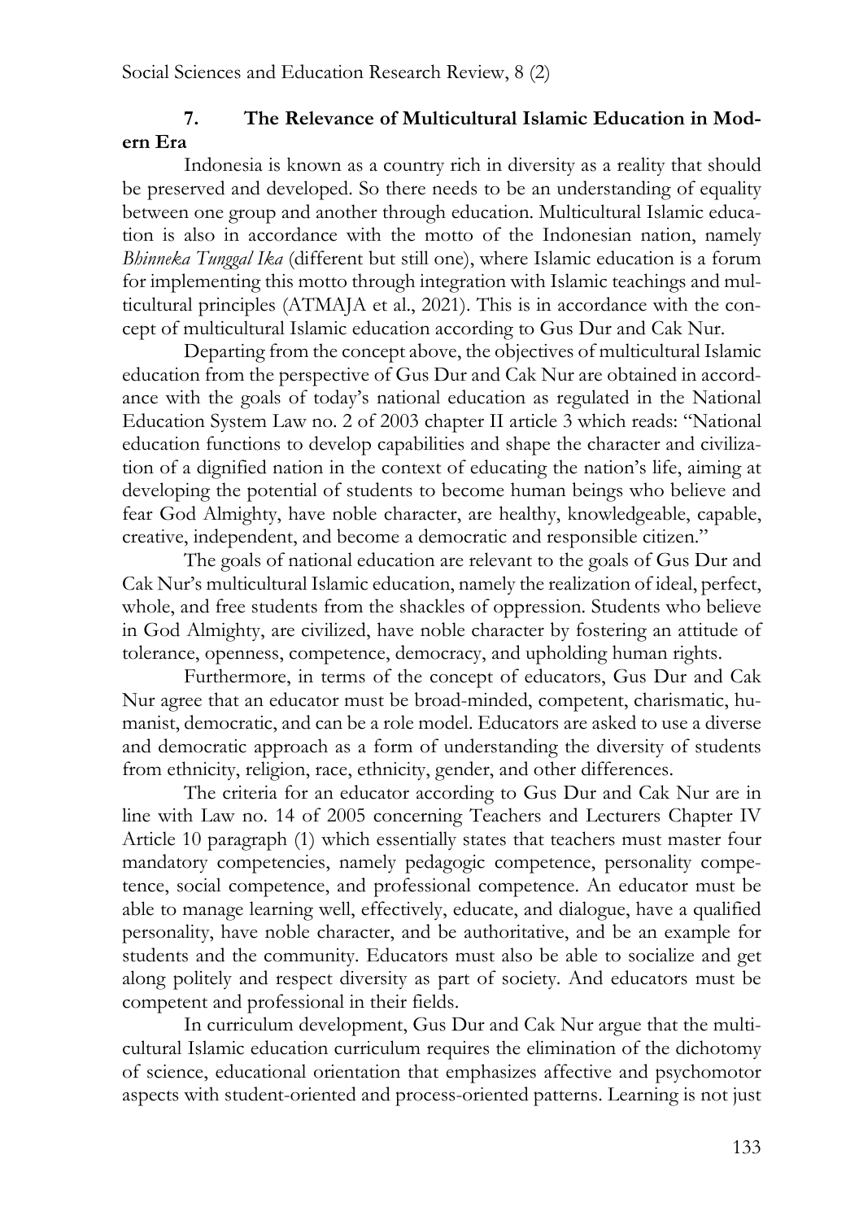## 7. The Relevance of Multicultural Islamic Education in Modern Era

Indonesia is known as a country rich in diversity as a reality that should be preserved and developed. So there needs to be an understanding of equality between one group and another through education. Multicultural Islamic education is also in accordance with the motto of the Indonesian nation, namely *Bhinneka Tunggal Ika* (different but still one), where Islamic education is a forum for implementing this motto through integration with Islamic teachings and multicultural principles (ATMAJA et al., 2021). This is in accordance with the concept of multicultural Islamic education according to Gus Dur and Cak Nur.

Departing from the concept above, the objectives of multicultural Islamic education from the perspective of Gus Dur and Cak Nur are obtained in accordance with the goals of today's national education as regulated in the National Education System Law no. 2 of 2003 chapter II article 3 which reads: "National education functions to develop capabilities and shape the character and civilization of a dignified nation in the context of educating the nation's life, aiming at developing the potential of students to become human beings who believe and fear God Almighty, have noble character, are healthy, knowledgeable, capable, creative, independent, and become a democratic and responsible citizen."

The goals of national education are relevant to the goals of Gus Dur and Cak Nur's multicultural Islamic education, namely the realization of ideal, perfect, whole, and free students from the shackles of oppression. Students who believe in God Almighty, are civilized, have noble character by fostering an attitude of tolerance, openness, competence, democracy, and upholding human rights.

Furthermore, in terms of the concept of educators, Gus Dur and Cak Nur agree that an educator must be broad-minded, competent, charismatic, humanist, democratic, and can be a role model. Educators are asked to use a diverse and democratic approach as a form of understanding the diversity of students from ethnicity, religion, race, ethnicity, gender, and other differences.

The criteria for an educator according to Gus Dur and Cak Nur are in line with Law no. 14 of 2005 concerning Teachers and Lecturers Chapter IV Article 10 paragraph (1) which essentially states that teachers must master four mandatory competencies, namely pedagogic competence, personality competence, social competence, and professional competence. An educator must be able to manage learning well, effectively, educate, and dialogue, have a qualified personality, have noble character, and be authoritative, and be an example for students and the community. Educators must also be able to socialize and get along politely and respect diversity as part of society. And educators must be competent and professional in their fields.

In curriculum development, Gus Dur and Cak Nur argue that the multicultural Islamic education curriculum requires the elimination of the dichotomy of science, educational orientation that emphasizes affective and psychomotor aspects with student-oriented and process-oriented patterns. Learning is not just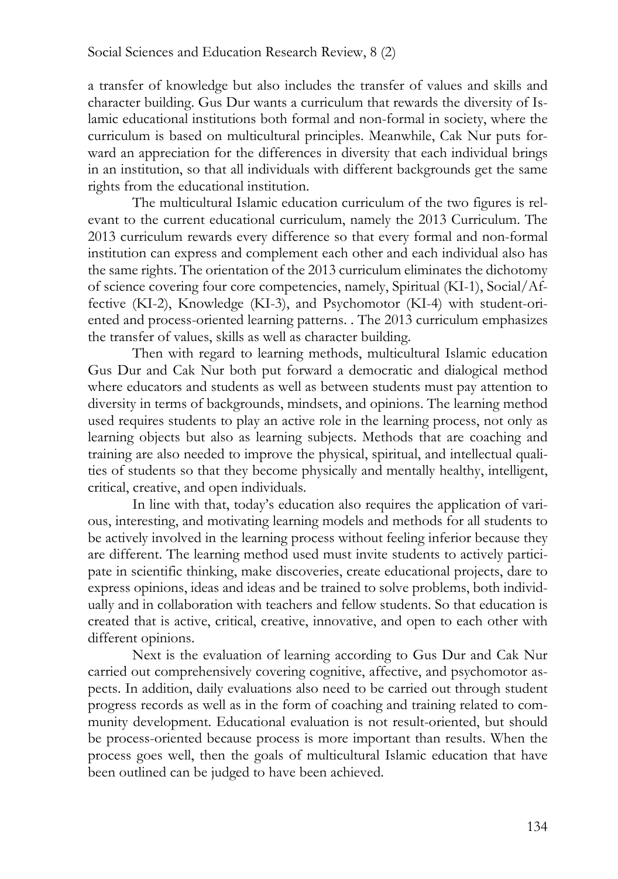a transfer of knowledge but also includes the transfer of values and skills and character building. Gus Dur wants a curriculum that rewards the diversity of Islamic educational institutions both formal and non-formal in society, where the curriculum is based on multicultural principles. Meanwhile, Cak Nur puts forward an appreciation for the differences in diversity that each individual brings in an institution, so that all individuals with different backgrounds get the same rights from the educational institution.

The multicultural Islamic education curriculum of the two figures is relevant to the current educational curriculum, namely the 2013 Curriculum. The 2013 curriculum rewards every difference so that every formal and non-formal institution can express and complement each other and each individual also has the same rights. The orientation of the 2013 curriculum eliminates the dichotomy of science covering four core competencies, namely, Spiritual (KI-1), Social/Affective (KI-2), Knowledge (KI-3), and Psychomotor (KI-4) with student-oriented and process-oriented learning patterns. . The 2013 curriculum emphasizes the transfer of values, skills as well as character building.

Then with regard to learning methods, multicultural Islamic education Gus Dur and Cak Nur both put forward a democratic and dialogical method where educators and students as well as between students must pay attention to diversity in terms of backgrounds, mindsets, and opinions. The learning method used requires students to play an active role in the learning process, not only as learning objects but also as learning subjects. Methods that are coaching and training are also needed to improve the physical, spiritual, and intellectual qualities of students so that they become physically and mentally healthy, intelligent, critical, creative, and open individuals.

In line with that, today's education also requires the application of various, interesting, and motivating learning models and methods for all students to be actively involved in the learning process without feeling inferior because they are different. The learning method used must invite students to actively participate in scientific thinking, make discoveries, create educational projects, dare to express opinions, ideas and ideas and be trained to solve problems, both individually and in collaboration with teachers and fellow students. So that education is created that is active, critical, creative, innovative, and open to each other with different opinions.

Next is the evaluation of learning according to Gus Dur and Cak Nur carried out comprehensively covering cognitive, affective, and psychomotor aspects. In addition, daily evaluations also need to be carried out through student progress records as well as in the form of coaching and training related to community development. Educational evaluation is not result-oriented, but should be process-oriented because process is more important than results. When the process goes well, then the goals of multicultural Islamic education that have been outlined can be judged to have been achieved.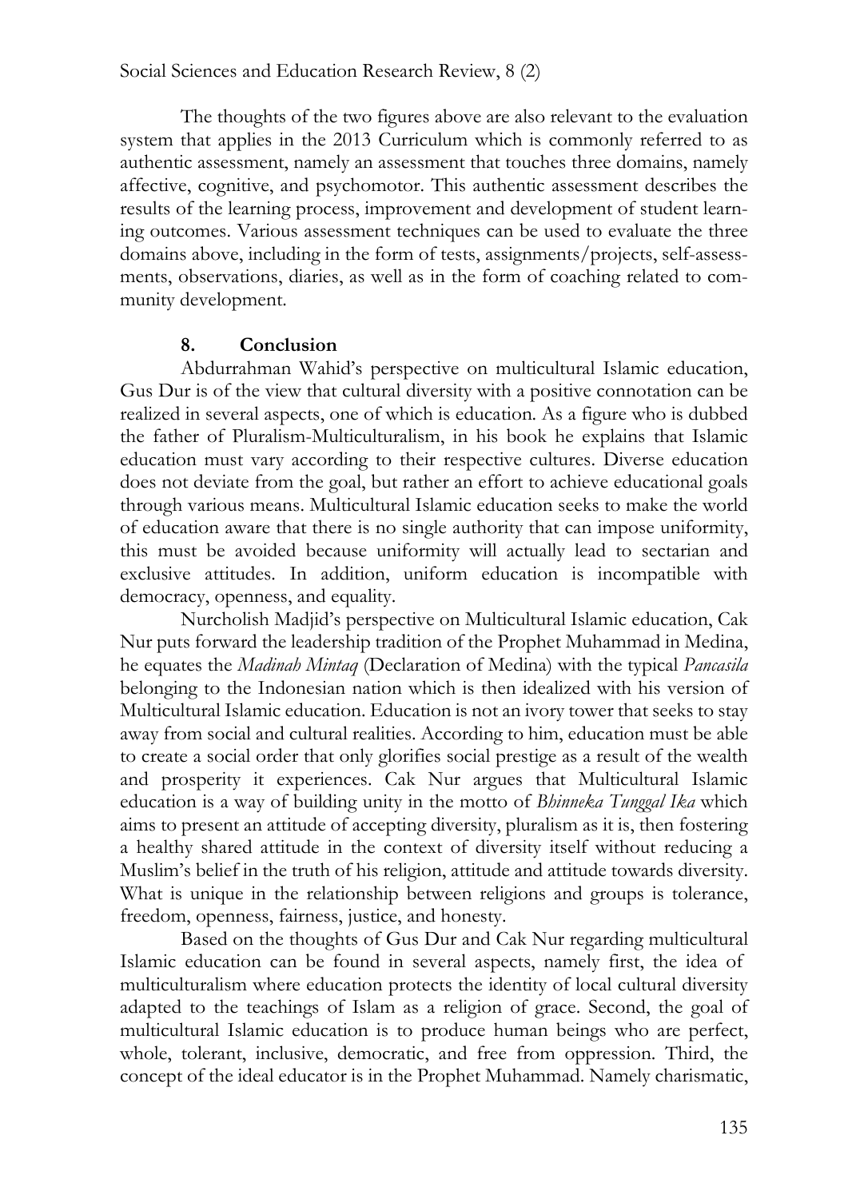The thoughts of the two figures above are also relevant to the evaluation system that applies in the 2013 Curriculum which is commonly referred to as authentic assessment, namely an assessment that touches three domains, namely affective, cognitive, and psychomotor. This authentic assessment describes the results of the learning process, improvement and development of student learning outcomes. Various assessment techniques can be used to evaluate the three domains above, including in the form of tests, assignments/projects, self-assessments, observations, diaries, as well as in the form of coaching related to community development.

## 8. Conclusion

Abdurrahman Wahid's perspective on multicultural Islamic education, Gus Dur is of the view that cultural diversity with a positive connotation can be realized in several aspects, one of which is education. As a figure who is dubbed the father of Pluralism-Multiculturalism, in his book he explains that Islamic education must vary according to their respective cultures. Diverse education does not deviate from the goal, but rather an effort to achieve educational goals through various means. Multicultural Islamic education seeks to make the world of education aware that there is no single authority that can impose uniformity, this must be avoided because uniformity will actually lead to sectarian and exclusive attitudes. In addition, uniform education is incompatible with democracy, openness, and equality.

Nurcholish Madjid's perspective on Multicultural Islamic education, Cak Nur puts forward the leadership tradition of the Prophet Muhammad in Medina, he equates the *Madinah Mintaq* (Declaration of Medina) with the typical *Pancasila* belonging to the Indonesian nation which is then idealized with his version of Multicultural Islamic education. Education is not an ivory tower that seeks to stay away from social and cultural realities. According to him, education must be able to create a social order that only glorifies social prestige as a result of the wealth and prosperity it experiences. Cak Nur argues that Multicultural Islamic education is a way of building unity in the motto of *Bhinneka Tunggal Ika* which aims to present an attitude of accepting diversity, pluralism as it is, then fostering a healthy shared attitude in the context of diversity itself without reducing a Muslim's belief in the truth of his religion, attitude and attitude towards diversity. What is unique in the relationship between religions and groups is tolerance, freedom, openness, fairness, justice, and honesty.

Based on the thoughts of Gus Dur and Cak Nur regarding multicultural Islamic education can be found in several aspects, namely first, the idea of multiculturalism where education protects the identity of local cultural diversity adapted to the teachings of Islam as a religion of grace. Second, the goal of multicultural Islamic education is to produce human beings who are perfect, whole, tolerant, inclusive, democratic, and free from oppression. Third, the concept of the ideal educator is in the Prophet Muhammad. Namely charismatic,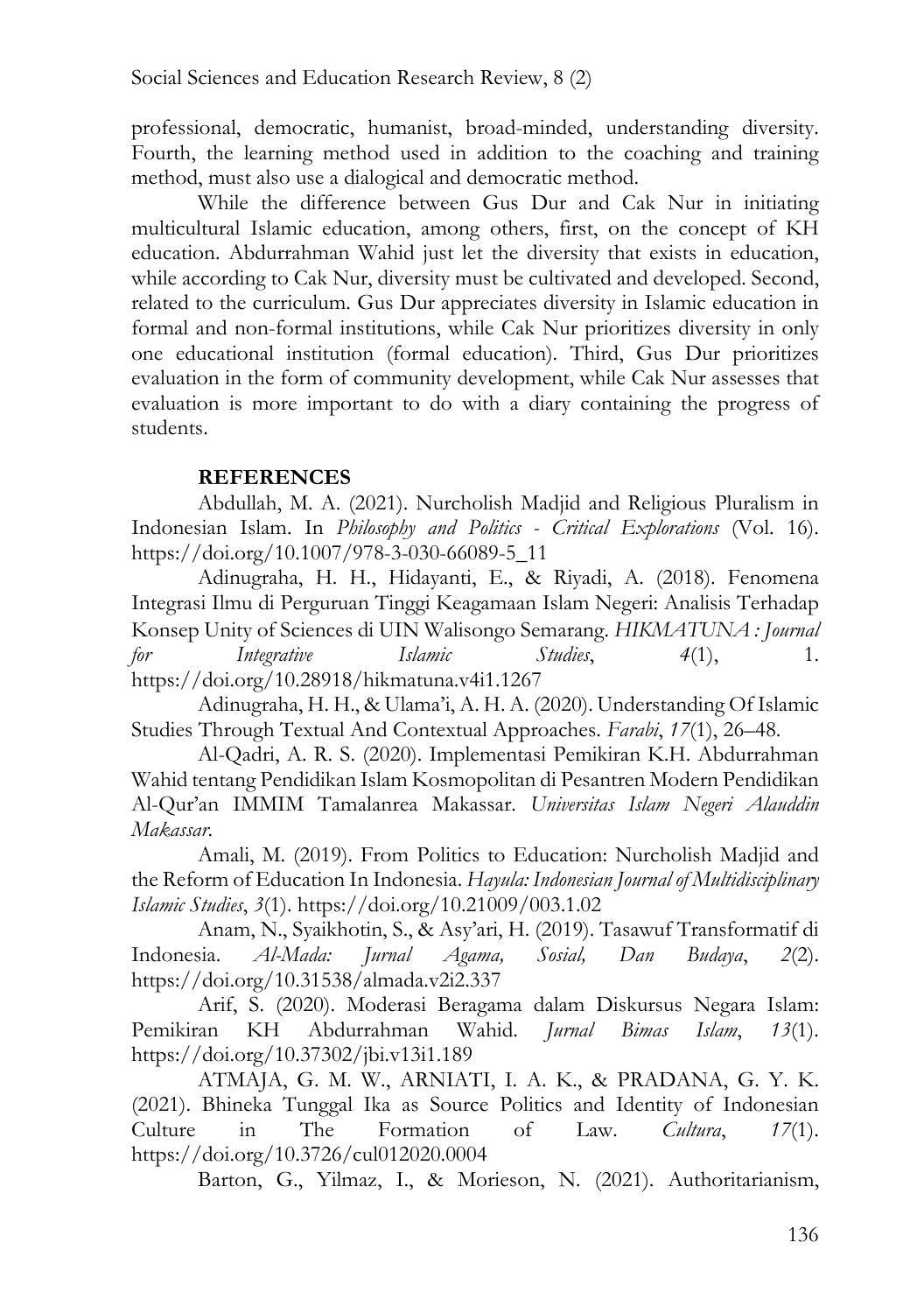professional, democratic, humanist, broad-minded, understanding diversity. Fourth, the learning method used in addition to the coaching and training method, must also use a dialogical and democratic method.

While the difference between Gus Dur and Cak Nur in initiating multicultural Islamic education, among others, first, on the concept of KH education. Abdurrahman Wahid just let the diversity that exists in education, while according to Cak Nur, diversity must be cultivated and developed. Second, related to the curriculum. Gus Dur appreciates diversity in Islamic education in formal and non-formal institutions, while Cak Nur prioritizes diversity in only one educational institution (formal education). Third, Gus Dur prioritizes evaluation in the form of community development, while Cak Nur assesses that evaluation is more important to do with a diary containing the progress of students.

## REFERENCES

Abdullah, M. A. (2021). Nurcholish Madjid and Religious Pluralism in Indonesian Islam. In *Philosophy and Politics - Critical Explorations* (Vol. 16). https://doi.org/10.1007/978-3-030-66089-5_11

Adinugraha, H. H., Hidayanti, E., & Riyadi, A. (2018). Fenomena Integrasi Ilmu di Perguruan Tinggi Keagamaan Islam Negeri: Analisis Terhadap Konsep Unity of Sciences di UIN Walisongo Semarang. *HIKMATUNA : Journal for Integrative Islamic Studies*, *4*(1), 1. https://doi.org/10.28918/hikmatuna.v4i1.1267

Adinugraha, H. H., & Ulama'i, A. H. A. (2020). Understanding Of Islamic Studies Through Textual And Contextual Approaches. *Farabi*, *17*(1), 26–48.

Al-Qadri, A. R. S. (2020). Implementasi Pemikiran K.H. Abdurrahman Wahid tentang Pendidikan Islam Kosmopolitan di Pesantren Modern Pendidikan Al-Qur'an IMMIM Tamalanrea Makassar. *Universitas Islam Negeri Alauddin Makassar*.

Amali, M. (2019). From Politics to Education: Nurcholish Madjid and the Reform of Education In Indonesia. *Hayula: Indonesian Journal of Multidisciplinary Islamic Studies*, *3*(1). https://doi.org/10.21009/003.1.02

Anam, N., Syaikhotin, S., & Asy'ari, H. (2019). Tasawuf Transformatif di Indonesia. *Al-Mada: Jurnal Agama, Sosial, Dan Budaya*, *2*(2). https://doi.org/10.31538/almada.v2i2.337

Arif, S. (2020). Moderasi Beragama dalam Diskursus Negara Islam: Pemikiran KH Abdurrahman Wahid. *Jurnal Bimas Islam*, *13*(1). https://doi.org/10.37302/jbi.v13i1.189

ATMAJA, G. M. W., ARNIATI, I. A. K., & PRADANA, G. Y. K. (2021). Bhineka Tunggal Ika as Source Politics and Identity of Indonesian Culture in The Formation of Law. *Cultura*, *17*(1). https://doi.org/10.3726/cul012020.0004

Barton, G., Yilmaz, I., & Morieson, N. (2021). Authoritarianism,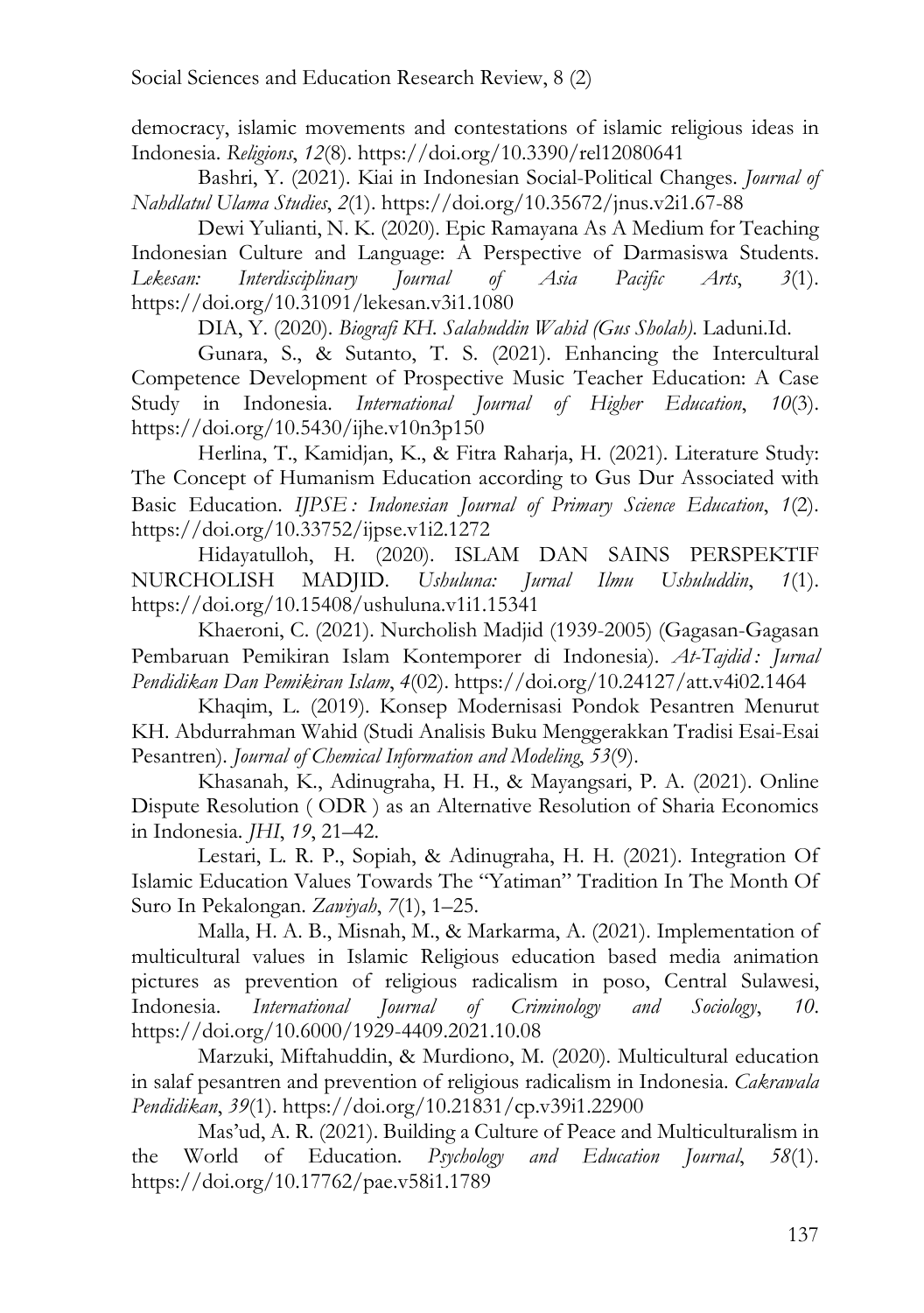democracy, islamic movements and contestations of islamic religious ideas in Indonesia. *Religions*, *12*(8). https://doi.org/10.3390/rel12080641

Bashri, Y. (2021). Kiai in Indonesian Social-Political Changes. *Journal of Nahdlatul Ulama Studies*, *2*(1). https://doi.org/10.35672/jnus.v2i1.67-88

Dewi Yulianti, N. K. (2020). Epic Ramayana As A Medium for Teaching Indonesian Culture and Language: A Perspective of Darmasiswa Students. *Lekesan: Interdisciplinary Journal of Asia Pacific Arts*, *3*(1). https://doi.org/10.31091/lekesan.v3i1.1080

DIA, Y. (2020). *Biografi KH. Salahuddin Wahid (Gus Sholah)*. Laduni.Id.

Gunara, S., & Sutanto, T. S. (2021). Enhancing the Intercultural Competence Development of Prospective Music Teacher Education: A Case Study in Indonesia. *International Journal of Higher Education*, *10*(3). https://doi.org/10.5430/ijhe.v10n3p150

Herlina, T., Kamidjan, K., & Fitra Raharja, H. (2021). Literature Study: The Concept of Humanism Education according to Gus Dur Associated with Basic Education. *IJPSE : Indonesian Journal of Primary Science Education*, *1*(2). https://doi.org/10.33752/ijpse.v1i2.1272

Hidayatulloh, H. (2020). ISLAM DAN SAINS PERSPEKTIF NURCHOLISH MADJID. *Ushuluna: Jurnal Ilmu Ushuluddin*, *1*(1). https://doi.org/10.15408/ushuluna.v1i1.15341

Khaeroni, C. (2021). Nurcholish Madjid (1939-2005) (Gagasan-Gagasan Pembaruan Pemikiran Islam Kontemporer di Indonesia). *At-Tajdid : Jurnal Pendidikan Dan Pemikiran Islam*, *4*(02). https://doi.org/10.24127/att.v4i02.1464

Khaqim, L. (2019). Konsep Modernisasi Pondok Pesantren Menurut KH. Abdurrahman Wahid (Studi Analisis Buku Menggerakkan Tradisi Esai-Esai Pesantren). *Journal of Chemical Information and Modeling*, *53*(9).

Khasanah, K., Adinugraha, H. H., & Mayangsari, P. A. (2021). Online Dispute Resolution ( ODR ) as an Alternative Resolution of Sharia Economics in Indonesia. *JHI*, *19*, 21–42.

Lestari, L. R. P., Sopiah, & Adinugraha, H. H. (2021). Integration Of Islamic Education Values Towards The "Yatiman" Tradition In The Month Of Suro In Pekalongan. *Zawiyah*, *7*(1), 1–25.

Malla, H. A. B., Misnah, M., & Markarma, A. (2021). Implementation of multicultural values in Islamic Religious education based media animation pictures as prevention of religious radicalism in poso, Central Sulawesi, Indonesia. *International Journal of Criminology and Sociology*, *10*. https://doi.org/10.6000/1929-4409.2021.10.08

Marzuki, Miftahuddin, & Murdiono, M. (2020). Multicultural education in salaf pesantren and prevention of religious radicalism in Indonesia. *Cakrawala Pendidikan*, *39*(1). https://doi.org/10.21831/cp.v39i1.22900

Mas'ud, A. R. (2021). Building a Culture of Peace and Multiculturalism in the World of Education. *Psychology and Education Journal*, *58*(1). https://doi.org/10.17762/pae.v58i1.1789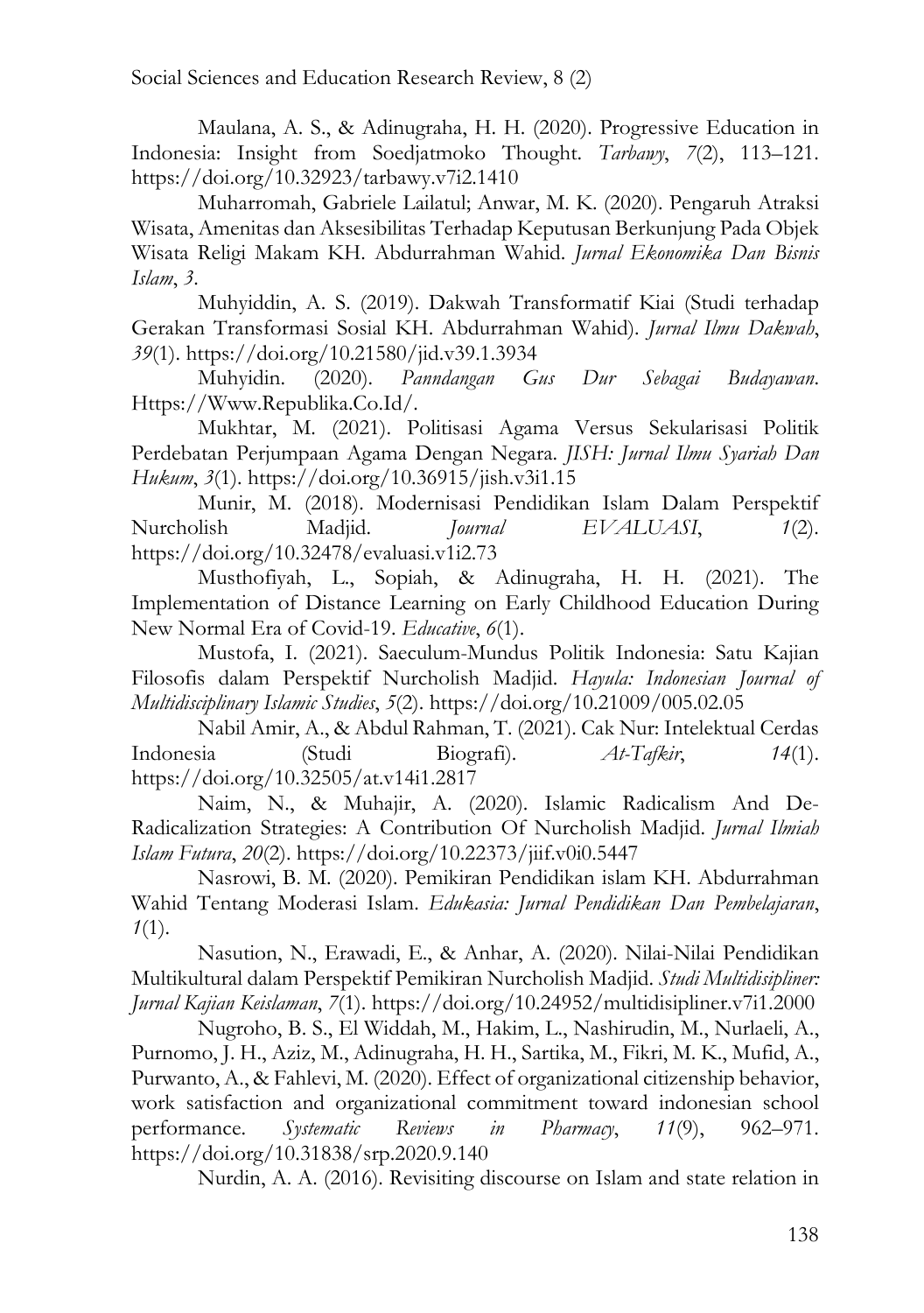Maulana, A. S., & Adinugraha, H. H. (2020). Progressive Education in Indonesia: Insight from Soedjatmoko Thought. *Tarbawy*, *7*(2), 113–121. https://doi.org/10.32923/tarbawy.v7i2.1410

Muharromah, Gabriele Lailatul; Anwar, M. K. (2020). Pengaruh Atraksi Wisata, Amenitas dan Aksesibilitas Terhadap Keputusan Berkunjung Pada Objek Wisata Religi Makam KH. Abdurrahman Wahid. *Jurnal Ekonomika Dan Bisnis Islam*, *3*.

Muhyiddin, A. S. (2019). Dakwah Transformatif Kiai (Studi terhadap Gerakan Transformasi Sosial KH. Abdurrahman Wahid). *Jurnal Ilmu Dakwah*, *39*(1). https://doi.org/10.21580/jid.v39.1.3934

Muhyidin. (2020). *Panndangan Gus Dur Sebagai Budayawan*. Https://Www.Republika.Co.Id/.

Mukhtar, M. (2021). Politisasi Agama Versus Sekularisasi Politik Perdebatan Perjumpaan Agama Dengan Negara. *JISH: Jurnal Ilmu Syariah Dan Hukum*, *3*(1). https://doi.org/10.36915/jish.v3i1.15

Munir, M. (2018). Modernisasi Pendidikan Islam Dalam Perspektif Nurcholish Madjid. *Journal EVALUASI*, *1*(2). https://doi.org/10.32478/evaluasi.v1i2.73

Musthofiyah, L., Sopiah, & Adinugraha, H. H. (2021). The Implementation of Distance Learning on Early Childhood Education During New Normal Era of Covid-19. *Educative*, *6*(1).

Mustofa, I. (2021). Saeculum-Mundus Politik Indonesia: Satu Kajian Filosofis dalam Perspektif Nurcholish Madjid. *Hayula: Indonesian Journal of Multidisciplinary Islamic Studies*, *5*(2). https://doi.org/10.21009/005.02.05

Nabil Amir, A., & Abdul Rahman, T. (2021). Cak Nur: Intelektual Cerdas Indonesia (Studi Biografi). *At-Tafkir*, *14*(1). https://doi.org/10.32505/at.v14i1.2817

Naim, N., & Muhajir, A. (2020). Islamic Radicalism And De-Radicalization Strategies: A Contribution Of Nurcholish Madjid. *Jurnal Ilmiah Islam Futura*, *20*(2). https://doi.org/10.22373/jiif.v0i0.5447

Nasrowi, B. M. (2020). Pemikiran Pendidikan islam KH. Abdurrahman Wahid Tentang Moderasi Islam. *Edukasia: Jurnal Pendidikan Dan Pembelajaran*, *1*(1).

Nasution, N., Erawadi, E., & Anhar, A. (2020). Nilai-Nilai Pendidikan Multikultural dalam Perspektif Pemikiran Nurcholish Madjid. *Studi Multidisipliner: Jurnal Kajian Keislaman*, *7*(1). https://doi.org/10.24952/multidisipliner.v7i1.2000

Nugroho, B. S., El Widdah, M., Hakim, L., Nashirudin, M., Nurlaeli, A., Purnomo, J. H., Aziz, M., Adinugraha, H. H., Sartika, M., Fikri, M. K., Mufid, A., Purwanto, A., & Fahlevi, M. (2020). Effect of organizational citizenship behavior, work satisfaction and organizational commitment toward indonesian school performance. *Systematic Reviews in Pharmacy*, *11*(9), 962–971. https://doi.org/10.31838/srp.2020.9.140

Nurdin, A. A. (2016). Revisiting discourse on Islam and state relation in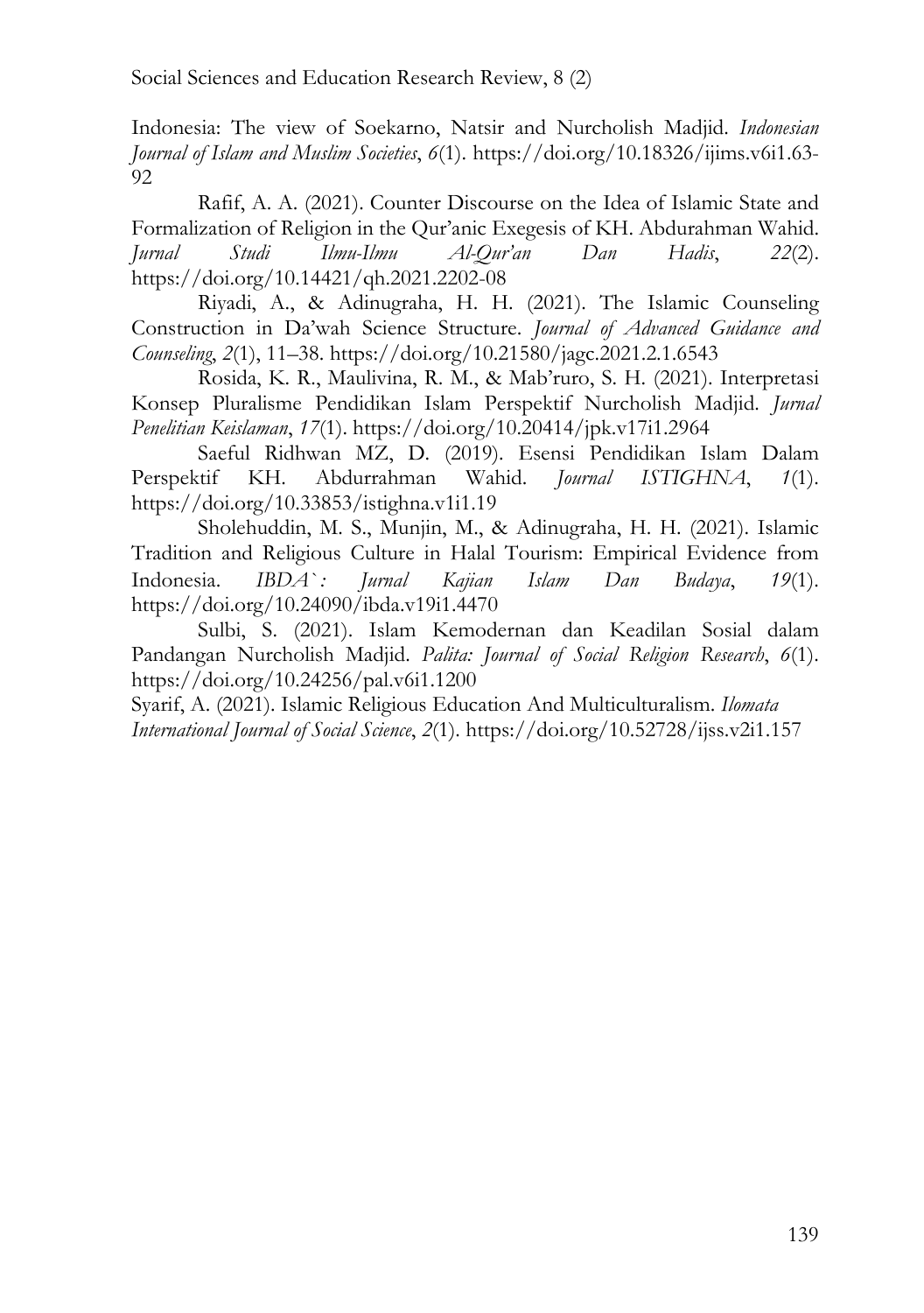Indonesia: The view of Soekarno, Natsir and Nurcholish Madjid. *Indonesian Journal of Islam and Muslim Societies*, *6*(1). https://doi.org/10.18326/ijims.v6i1.63-92

Rafif, A. A. (2021). Counter Discourse on the Idea of Islamic State and Formalization of Religion in the Qur'anic Exegesis of KH. Abdurahman Wahid. *Jurnal Studi Ilmu-Ilmu Al-Qur'an Dan Hadis*, *22*(2). https://doi.org/10.14421/qh.2021.2202-08

Riyadi, A., & Adinugraha, H. H. (2021). The Islamic Counseling Construction in Da'wah Science Structure. *Journal of Advanced Guidance and Counseling*, *2*(1), 11–38. https://doi.org/10.21580/jagc.2021.2.1.6543

Rosida, K. R., Maulivina, R. M., & Mab'ruro, S. H. (2021). Interpretasi Konsep Pluralisme Pendidikan Islam Perspektif Nurcholish Madjid. *Jurnal Penelitian Keislaman*, *17*(1). https://doi.org/10.20414/jpk.v17i1.2964

Saeful Ridhwan MZ, D. (2019). Esensi Pendidikan Islam Dalam Perspektif KH. Abdurrahman Wahid. *Journal ISTIGHNA*, *1*(1). https://doi.org/10.33853/istighna.v1i1.19

Sholehuddin, M. S., Munjin, M., & Adinugraha, H. H. (2021). Islamic Tradition and Religious Culture in Halal Tourism: Empirical Evidence from Indonesia. *IBDA`: Jurnal Kajian Islam Dan Budaya*, *19*(1). https://doi.org/10.24090/ibda.v19i1.4470

Sulbi, S. (2021). Islam Kemodernan dan Keadilan Sosial dalam Pandangan Nurcholish Madjid. *Palita: Journal of Social Religion Research*, *6*(1). https://doi.org/10.24256/pal.v6i1.1200

Syarif, A. (2021). Islamic Religious Education And Multiculturalism. *Ilomata International Journal of Social Science*, *2*(1). https://doi.org/10.52728/ijss.v2i1.157